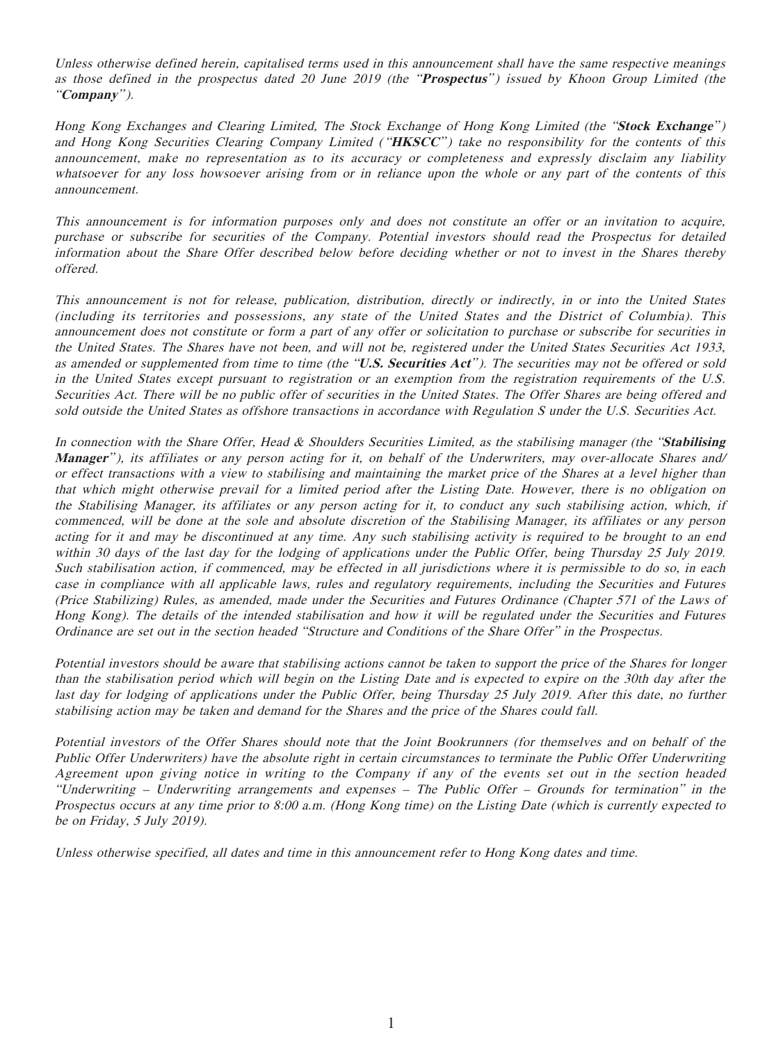*Unless otherwise defined herein, capitalised terms used in this announcement shall have the same respective meanings as those defined in the prospectus dated 20 June 2019 (the "**Prospectus**") issued by Khoon Group Limited (the "**Company**").*

*Hong Kong Exchanges and Clearing Limited, The Stock Exchange of Hong Kong Limited (the "**Stock Exchange**") and Hong Kong Securities Clearing Company Limited ("**HKSCC**") take no responsibility for the contents of this announcement, make no representation as to its accuracy or completeness and expressly disclaim any liability whatsoever for any loss howsoever arising from or in reliance upon the whole or any part of the contents of this announcement.*

*This announcement is for information purposes only and does not constitute an offer or an invitation to acquire, purchase or subscribe for securities of the Company. Potential investors should read the Prospectus for detailed information about the Share Offer described below before deciding whether or not to invest in the Shares thereby offered.*

*This announcement is not for release, publication, distribution, directly or indirectly, in or into the United States (including its territories and possessions, any state of the United States and the District of Columbia). This announcement does not constitute or form a part of any offer or solicitation to purchase or subscribe for securities in the United States. The Shares have not been, and will not be, registered under the United States Securities Act 1933, as amended or supplemented from time to time (the "**U.S. Securities Act**"). The securities may not be offered or sold in the United States except pursuant to registration or an exemption from the registration requirements of the U.S. Securities Act. There will be no public offer of securities in the United States. The Offer Shares are being offered and sold outside the United States as offshore transactions in accordance with Regulation S under the U.S. Securities Act.*

*In connection with the Share Offer, Head & Shoulders Securities Limited, as the stabilising manager (the "**Stabilising Manager**"), its affiliates or any person acting for it, on behalf of the Underwriters, may over-allocate Shares and/or effect transactions with a view to stabilising and maintaining the market price of the Shares at a level higher than that which might otherwise prevail for a limited period after the Listing Date. However, there is no obligation on the Stabilising Manager, its affiliates or any person acting for it, to conduct any such stabilising action, which, if commenced, will be done at the sole and absolute discretion of the Stabilising Manager, its affiliates or any person acting for it and may be discontinued at any time. Any such stabilising activity is required to be brought to an end within 30 days of the last day for the lodging of applications under the Public Offer, being Thursday 25 July 2019. Such stabilisation action, if commenced, may be effected in all jurisdictions where it is permissible to do so, in each case in compliance with all applicable laws, rules and regulatory requirements, including the Securities and Futures (Price Stabilizing) Rules, as amended, made under the Securities and Futures Ordinance (Chapter 571 of the Laws of Hong Kong). The details of the intended stabilisation and how it will be regulated under the Securities and Futures Ordinance are set out in the section headed "Structure and Conditions of the Share Offer" in the Prospectus.*

*Potential investors should be aware that stabilising actions cannot be taken to support the price of the Shares for longer than the stabilisation period which will begin on the Listing Date and is expected to expire on the 30th day after the last day for lodging of applications under the Public Offer, being Thursday 25 July 2019. After this date, no further stabilising action may be taken and demand for the Shares and the price of the Shares could fall.*

*Potential investors of the Offer Shares should note that the Joint Bookrunners (for themselves and on behalf of the Public Offer Underwriters) have the absolute right in certain circumstances to terminate the Public Offer Underwriting Agreement upon giving notice in writing to the Company if any of the events set out in the section headed "Underwriting – Underwriting arrangements and expenses – The Public Offer – Grounds for termination" in the Prospectus occurs at any time prior to 8:00 a.m. (Hong Kong time) on the Listing Date (which is currently expected to be on Friday, 5 July 2019).*

*Unless otherwise specified, all dates and time in this announcement refer to Hong Kong dates and time.*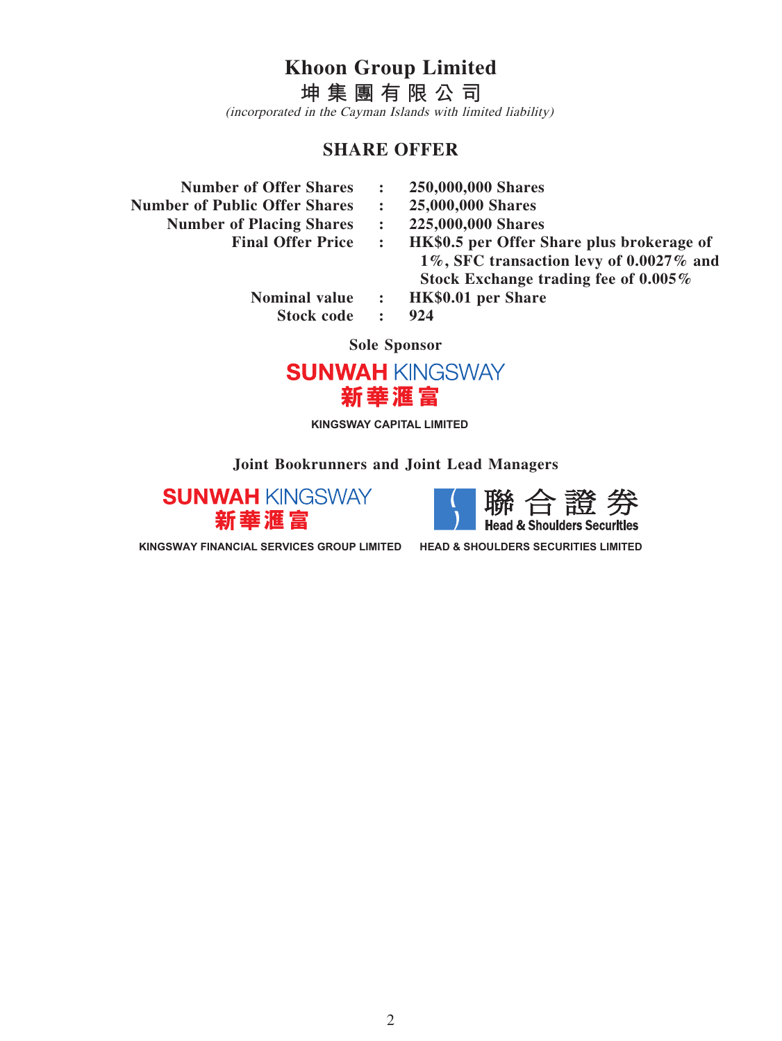# Khoon Group Limited

# 坤集團有限公司

*(incorporated in the Cayman Islands with limited liability)*

## SHARE OFFER

| | | |
|---|---|---|
| **Number of Offer Shares** | **:** | **250,000,000 Shares** |
| **Number of Public Offer Shares** | **:** | **25,000,000 Shares** |
| **Number of Placing Shares** | **:** | **225,000,000 Shares** |
| **Final Offer Price** | **:** | **HK$0.5 per Offer Share plus brokerage of 1%, SFC transaction levy of 0.0027% and Stock Exchange trading fee of 0.005%** |
| **Nominal value** | **:** | **HK$0.01 per Share** |
| **Stock code** | **:** | **924** |

**Sole Sponsor**

**SUNWAH KINGSWAY**
**新華滙富**

**KINGSWAY CAPITAL LIMITED**

**Joint Bookrunners and Joint Lead Managers**

**SUNWAH KINGSWAY**
**新華滙富**

**KINGSWAY FINANCIAL SERVICES GROUP LIMITED**

**聯合證券**
**Head & Shoulders Securities**

**HEAD & SHOULDERS SECURITIES LIMITED**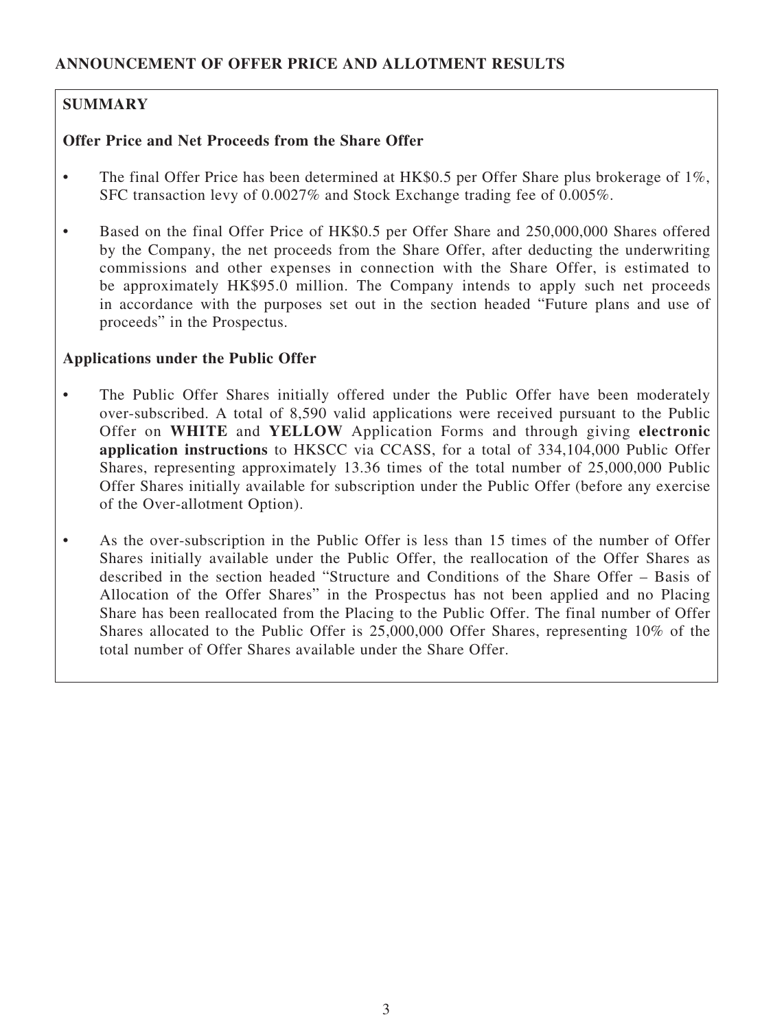## ANNOUNCEMENT OF OFFER PRICE AND ALLOTMENT RESULTS

### SUMMARY

**Offer Price and Net Proceeds from the Share Offer**

- The final Offer Price has been determined at HK$0.5 per Offer Share plus brokerage of 1%, SFC transaction levy of 0.0027% and Stock Exchange trading fee of 0.005%.
- Based on the final Offer Price of HK$0.5 per Offer Share and 250,000,000 Shares offered by the Company, the net proceeds from the Share Offer, after deducting the underwriting commissions and other expenses in connection with the Share Offer, is estimated to be approximately HK$95.0 million. The Company intends to apply such net proceeds in accordance with the purposes set out in the section headed "Future plans and use of proceeds" in the Prospectus.

**Applications under the Public Offer**

- The Public Offer Shares initially offered under the Public Offer have been moderately over-subscribed. A total of 8,590 valid applications were received pursuant to the Public Offer on **WHITE** and **YELLOW** Application Forms and through giving **electronic application instructions** to HKSCC via CCASS, for a total of 334,104,000 Public Offer Shares, representing approximately 13.36 times of the total number of 25,000,000 Public Offer Shares initially available for subscription under the Public Offer (before any exercise of the Over-allotment Option).
- As the over-subscription in the Public Offer is less than 15 times of the number of Offer Shares initially available under the Public Offer, the reallocation of the Offer Shares as described in the section headed "Structure and Conditions of the Share Offer – Basis of Allocation of the Offer Shares" in the Prospectus has not been applied and no Placing Share has been reallocated from the Placing to the Public Offer. The final number of Offer Shares allocated to the Public Offer is 25,000,000 Offer Shares, representing 10% of the total number of Offer Shares available under the Share Offer.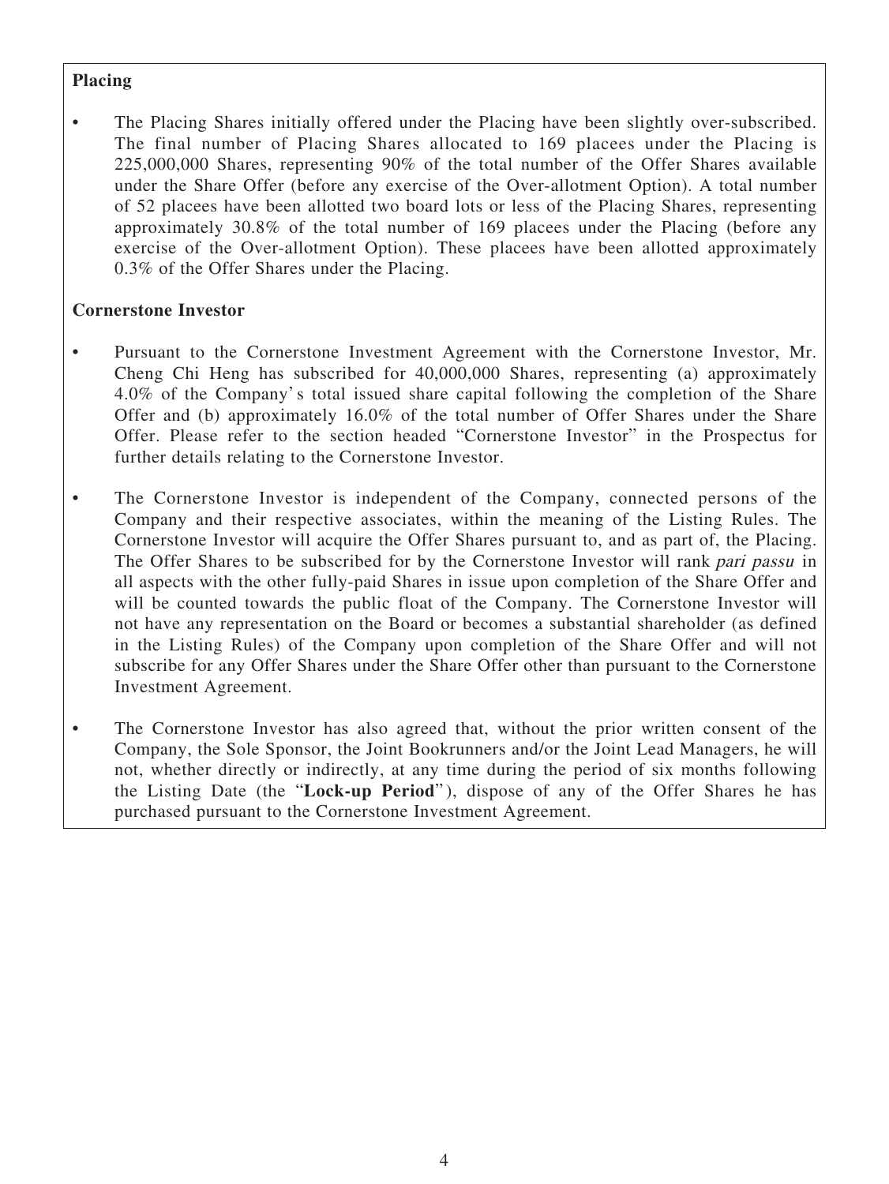**Placing**

- The Placing Shares initially offered under the Placing have been slightly over-subscribed. The final number of Placing Shares allocated to 169 placees under the Placing is 225,000,000 Shares, representing 90% of the total number of the Offer Shares available under the Share Offer (before any exercise of the Over-allotment Option). A total number of 52 placees have been allotted two board lots or less of the Placing Shares, representing approximately 30.8% of the total number of 169 placees under the Placing (before any exercise of the Over-allotment Option). These placees have been allotted approximately 0.3% of the Offer Shares under the Placing.

**Cornerstone Investor**

- Pursuant to the Cornerstone Investment Agreement with the Cornerstone Investor, Mr. Cheng Chi Heng has subscribed for 40,000,000 Shares, representing (a) approximately 4.0% of the Company's total issued share capital following the completion of the Share Offer and (b) approximately 16.0% of the total number of Offer Shares under the Share Offer. Please refer to the section headed "Cornerstone Investor" in the Prospectus for further details relating to the Cornerstone Investor.
- The Cornerstone Investor is independent of the Company, connected persons of the Company and their respective associates, within the meaning of the Listing Rules. The Cornerstone Investor will acquire the Offer Shares pursuant to, and as part of, the Placing. The Offer Shares to be subscribed for by the Cornerstone Investor will rank *pari passu* in all aspects with the other fully-paid Shares in issue upon completion of the Share Offer and will be counted towards the public float of the Company. The Cornerstone Investor will not have any representation on the Board or becomes a substantial shareholder (as defined in the Listing Rules) of the Company upon completion of the Share Offer and will not subscribe for any Offer Shares under the Share Offer other than pursuant to the Cornerstone Investment Agreement.
- The Cornerstone Investor has also agreed that, without the prior written consent of the Company, the Sole Sponsor, the Joint Bookrunners and/or the Joint Lead Managers, he will not, whether directly or indirectly, at any time during the period of six months following the Listing Date (the "**Lock-up Period**"), dispose of any of the Offer Shares he has purchased pursuant to the Cornerstone Investment Agreement.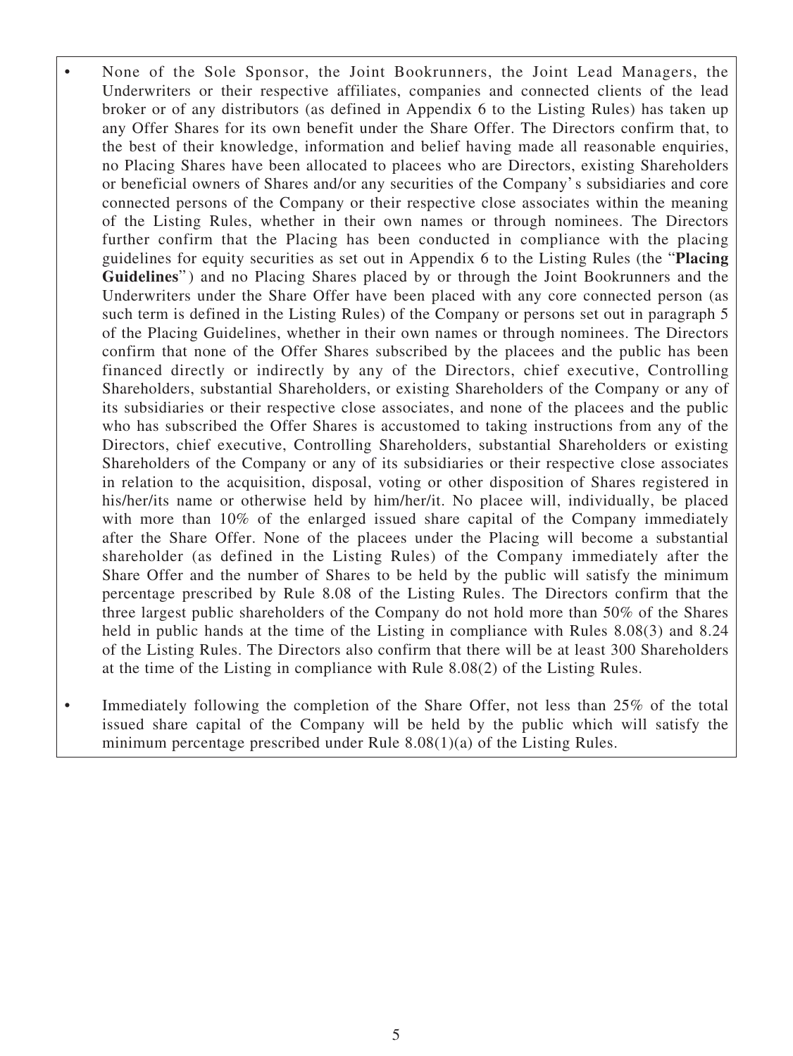- None of the Sole Sponsor, the Joint Bookrunners, the Joint Lead Managers, the Underwriters or their respective affiliates, companies and connected clients of the lead broker or of any distributors (as defined in Appendix 6 to the Listing Rules) has taken up any Offer Shares for its own benefit under the Share Offer. The Directors confirm that, to the best of their knowledge, information and belief having made all reasonable enquiries, no Placing Shares have been allocated to placees who are Directors, existing Shareholders or beneficial owners of Shares and/or any securities of the Company's subsidiaries and core connected persons of the Company or their respective close associates within the meaning of the Listing Rules, whether in their own names or through nominees. The Directors further confirm that the Placing has been conducted in compliance with the placing guidelines for equity securities as set out in Appendix 6 to the Listing Rules (the "**Placing Guidelines**") and no Placing Shares placed by or through the Joint Bookrunners and the Underwriters under the Share Offer have been placed with any core connected person (as such term is defined in the Listing Rules) of the Company or persons set out in paragraph 5 of the Placing Guidelines, whether in their own names or through nominees. The Directors confirm that none of the Offer Shares subscribed by the placees and the public has been financed directly or indirectly by any of the Directors, chief executive, Controlling Shareholders, substantial Shareholders, or existing Shareholders of the Company or any of its subsidiaries or their respective close associates, and none of the placees and the public who has subscribed the Offer Shares is accustomed to taking instructions from any of the Directors, chief executive, Controlling Shareholders, substantial Shareholders or existing Shareholders of the Company or any of its subsidiaries or their respective close associates in relation to the acquisition, disposal, voting or other disposition of Shares registered in his/her/its name or otherwise held by him/her/it. No placee will, individually, be placed with more than 10% of the enlarged issued share capital of the Company immediately after the Share Offer. None of the placees under the Placing will become a substantial shareholder (as defined in the Listing Rules) of the Company immediately after the Share Offer and the number of Shares to be held by the public will satisfy the minimum percentage prescribed by Rule 8.08 of the Listing Rules. The Directors confirm that the three largest public shareholders of the Company do not hold more than 50% of the Shares held in public hands at the time of the Listing in compliance with Rules 8.08(3) and 8.24 of the Listing Rules. The Directors also confirm that there will be at least 300 Shareholders at the time of the Listing in compliance with Rule 8.08(2) of the Listing Rules.

- Immediately following the completion of the Share Offer, not less than 25% of the total issued share capital of the Company will be held by the public which will satisfy the minimum percentage prescribed under Rule 8.08(1)(a) of the Listing Rules.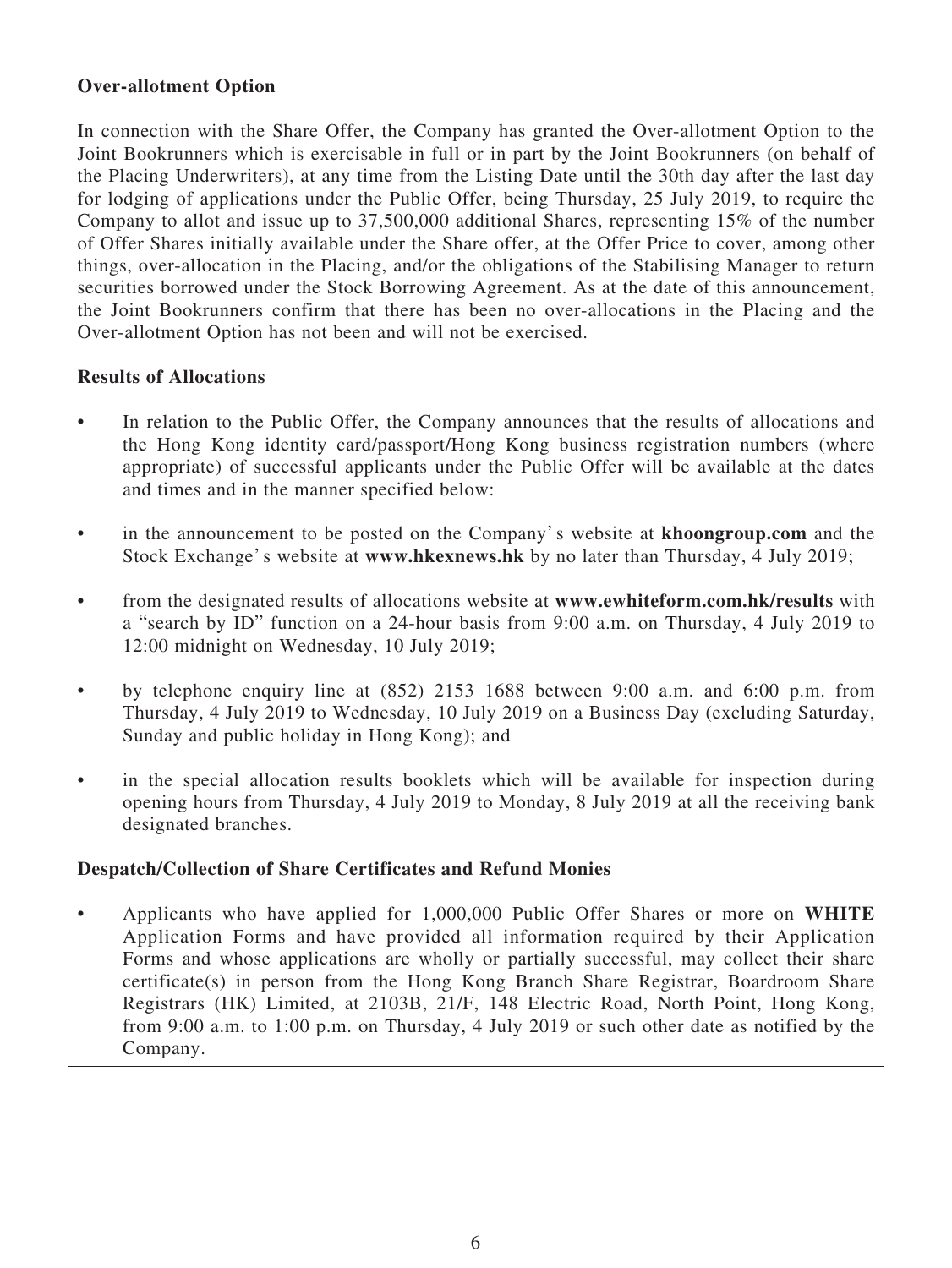**Over-allotment Option**

In connection with the Share Offer, the Company has granted the Over-allotment Option to the Joint Bookrunners which is exercisable in full or in part by the Joint Bookrunners (on behalf of the Placing Underwriters), at any time from the Listing Date until the 30th day after the last day for lodging of applications under the Public Offer, being Thursday, 25 July 2019, to require the Company to allot and issue up to 37,500,000 additional Shares, representing 15% of the number of Offer Shares initially available under the Share offer, at the Offer Price to cover, among other things, over-allocation in the Placing, and/or the obligations of the Stabilising Manager to return securities borrowed under the Stock Borrowing Agreement. As at the date of this announcement, the Joint Bookrunners confirm that there has been no over-allocations in the Placing and the Over-allotment Option has not been and will not be exercised.

**Results of Allocations**

- In relation to the Public Offer, the Company announces that the results of allocations and the Hong Kong identity card/passport/Hong Kong business registration numbers (where appropriate) of successful applicants under the Public Offer will be available at the dates and times and in the manner specified below:
- in the announcement to be posted on the Company's website at **khoongroup.com** and the Stock Exchange's website at **www.hkexnews.hk** by no later than Thursday, 4 July 2019;
- from the designated results of allocations website at **www.ewhiteform.com.hk/results** with a "search by ID" function on a 24-hour basis from 9:00 a.m. on Thursday, 4 July 2019 to 12:00 midnight on Wednesday, 10 July 2019;
- by telephone enquiry line at (852) 2153 1688 between 9:00 a.m. and 6:00 p.m. from Thursday, 4 July 2019 to Wednesday, 10 July 2019 on a Business Day (excluding Saturday, Sunday and public holiday in Hong Kong); and
- in the special allocation results booklets which will be available for inspection during opening hours from Thursday, 4 July 2019 to Monday, 8 July 2019 at all the receiving bank designated branches.

**Despatch/Collection of Share Certificates and Refund Monies**

- Applicants who have applied for 1,000,000 Public Offer Shares or more on **WHITE** Application Forms and have provided all information required by their Application Forms and whose applications are wholly or partially successful, may collect their share certificate(s) in person from the Hong Kong Branch Share Registrar, Boardroom Share Registrars (HK) Limited, at 2103B, 21/F, 148 Electric Road, North Point, Hong Kong, from 9:00 a.m. to 1:00 p.m. on Thursday, 4 July 2019 or such other date as notified by the Company.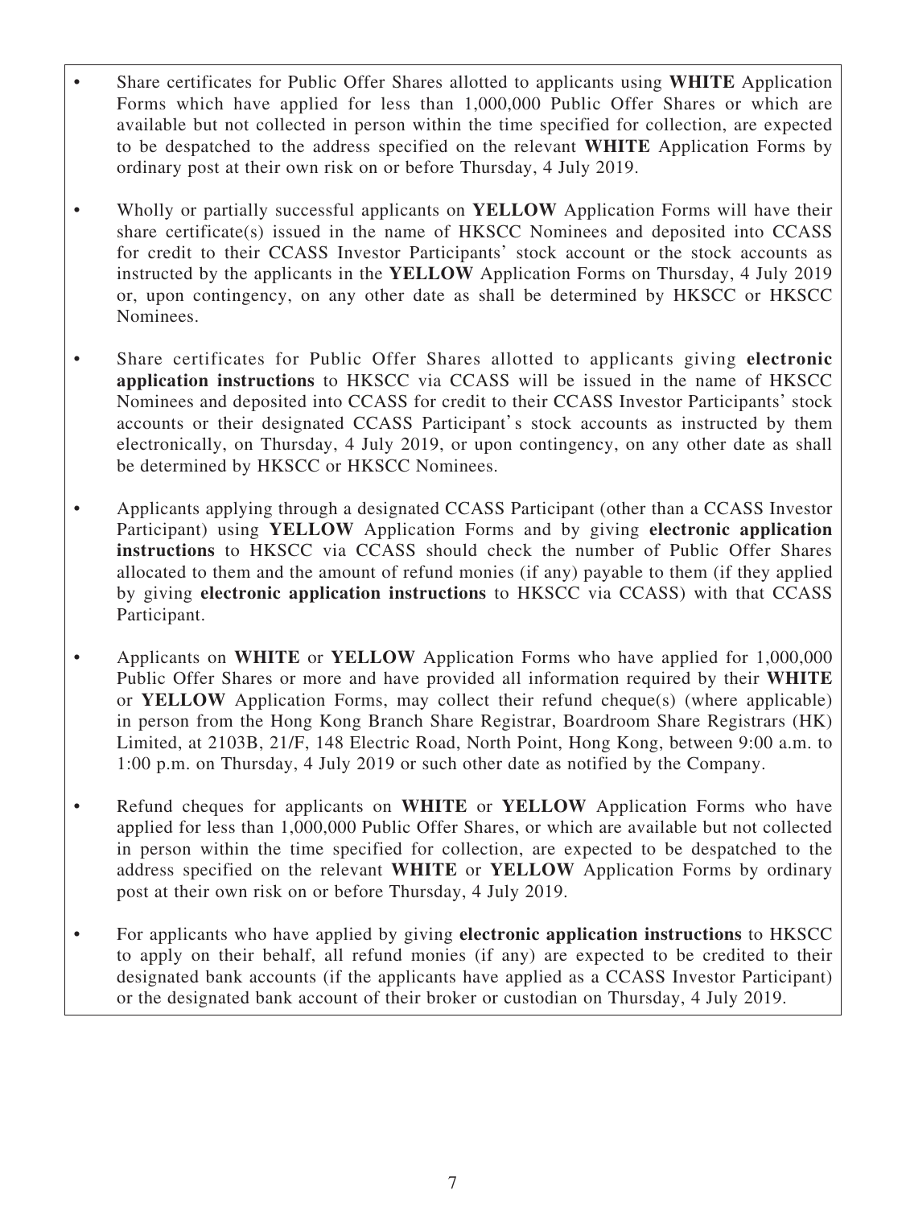- Share certificates for Public Offer Shares allotted to applicants using **WHITE** Application Forms which have applied for less than 1,000,000 Public Offer Shares or which are available but not collected in person within the time specified for collection, are expected to be despatched to the address specified on the relevant **WHITE** Application Forms by ordinary post at their own risk on or before Thursday, 4 July 2019.

- Wholly or partially successful applicants on **YELLOW** Application Forms will have their share certificate(s) issued in the name of HKSCC Nominees and deposited into CCASS for credit to their CCASS Investor Participants' stock account or the stock accounts as instructed by the applicants in the **YELLOW** Application Forms on Thursday, 4 July 2019 or, upon contingency, on any other date as shall be determined by HKSCC or HKSCC Nominees.

- Share certificates for Public Offer Shares allotted to applicants giving **electronic application instructions** to HKSCC via CCASS will be issued in the name of HKSCC Nominees and deposited into CCASS for credit to their CCASS Investor Participants' stock accounts or their designated CCASS Participant's stock accounts as instructed by them electronically, on Thursday, 4 July 2019, or upon contingency, on any other date as shall be determined by HKSCC or HKSCC Nominees.

- Applicants applying through a designated CCASS Participant (other than a CCASS Investor Participant) using **YELLOW** Application Forms and by giving **electronic application instructions** to HKSCC via CCASS should check the number of Public Offer Shares allocated to them and the amount of refund monies (if any) payable to them (if they applied by giving **electronic application instructions** to HKSCC via CCASS) with that CCASS Participant.

- Applicants on **WHITE** or **YELLOW** Application Forms who have applied for 1,000,000 Public Offer Shares or more and have provided all information required by their **WHITE** or **YELLOW** Application Forms, may collect their refund cheque(s) (where applicable) in person from the Hong Kong Branch Share Registrar, Boardroom Share Registrars (HK) Limited, at 2103B, 21/F, 148 Electric Road, North Point, Hong Kong, between 9:00 a.m. to 1:00 p.m. on Thursday, 4 July 2019 or such other date as notified by the Company.

- Refund cheques for applicants on **WHITE** or **YELLOW** Application Forms who have applied for less than 1,000,000 Public Offer Shares, or which are available but not collected in person within the time specified for collection, are expected to be despatched to the address specified on the relevant **WHITE** or **YELLOW** Application Forms by ordinary post at their own risk on or before Thursday, 4 July 2019.

- For applicants who have applied by giving **electronic application instructions** to HKSCC to apply on their behalf, all refund monies (if any) are expected to be credited to their designated bank accounts (if the applicants have applied as a CCASS Investor Participant) or the designated bank account of their broker or custodian on Thursday, 4 July 2019.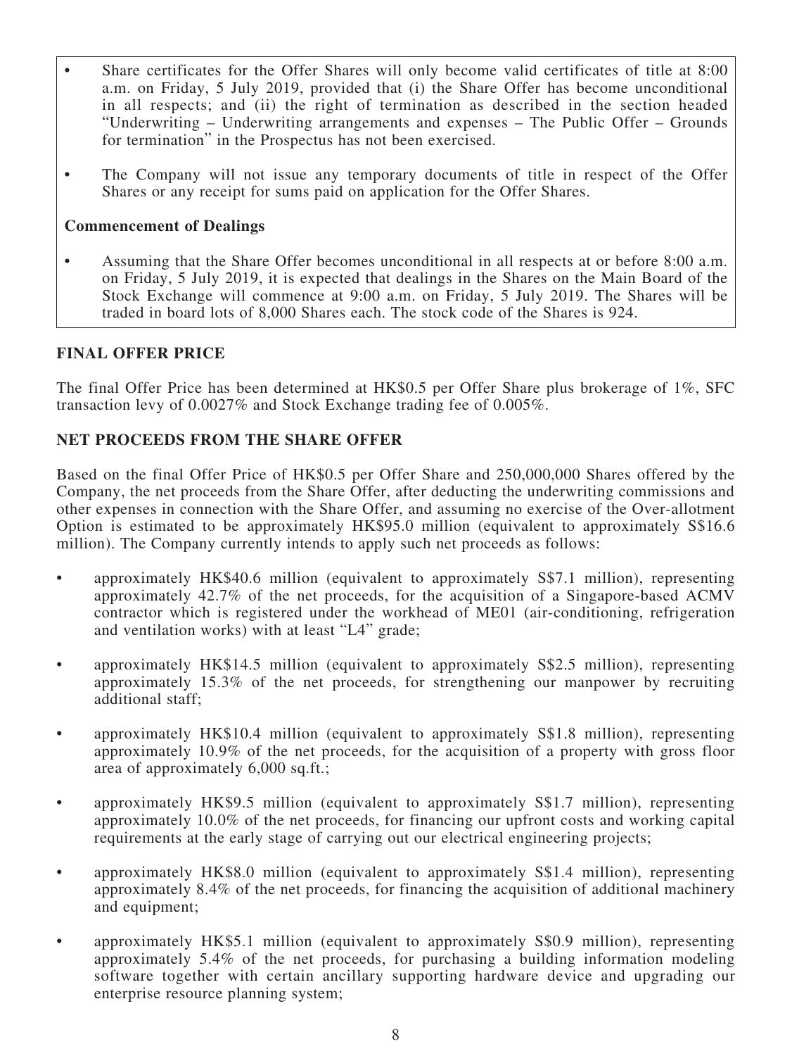- Share certificates for the Offer Shares will only become valid certificates of title at 8:00 a.m. on Friday, 5 July 2019, provided that (i) the Share Offer has become unconditional in all respects; and (ii) the right of termination as described in the section headed "Underwriting – Underwriting arrangements and expenses – The Public Offer – Grounds for termination" in the Prospectus has not been exercised.
- The Company will not issue any temporary documents of title in respect of the Offer Shares or any receipt for sums paid on application for the Offer Shares.

**Commencement of Dealings**

- Assuming that the Share Offer becomes unconditional in all respects at or before 8:00 a.m. on Friday, 5 July 2019, it is expected that dealings in the Shares on the Main Board of the Stock Exchange will commence at 9:00 a.m. on Friday, 5 July 2019. The Shares will be traded in board lots of 8,000 Shares each. The stock code of the Shares is 924.

## FINAL OFFER PRICE

The final Offer Price has been determined at HK$0.5 per Offer Share plus brokerage of 1%, SFC transaction levy of 0.0027% and Stock Exchange trading fee of 0.005%.

## NET PROCEEDS FROM THE SHARE OFFER

Based on the final Offer Price of HK$0.5 per Offer Share and 250,000,000 Shares offered by the Company, the net proceeds from the Share Offer, after deducting the underwriting commissions and other expenses in connection with the Share Offer, and assuming no exercise of the Over-allotment Option is estimated to be approximately HK$95.0 million (equivalent to approximately S$16.6 million). The Company currently intends to apply such net proceeds as follows:

- approximately HK$40.6 million (equivalent to approximately S$7.1 million), representing approximately 42.7% of the net proceeds, for the acquisition of a Singapore-based ACMV contractor which is registered under the workhead of ME01 (air-conditioning, refrigeration and ventilation works) with at least "L4" grade;
- approximately HK$14.5 million (equivalent to approximately S$2.5 million), representing approximately 15.3% of the net proceeds, for strengthening our manpower by recruiting additional staff;
- approximately HK$10.4 million (equivalent to approximately S$1.8 million), representing approximately 10.9% of the net proceeds, for the acquisition of a property with gross floor area of approximately 6,000 sq.ft.;
- approximately HK$9.5 million (equivalent to approximately S$1.7 million), representing approximately 10.0% of the net proceeds, for financing our upfront costs and working capital requirements at the early stage of carrying out our electrical engineering projects;
- approximately HK$8.0 million (equivalent to approximately S$1.4 million), representing approximately 8.4% of the net proceeds, for financing the acquisition of additional machinery and equipment;
- approximately HK$5.1 million (equivalent to approximately S$0.9 million), representing approximately 5.4% of the net proceeds, for purchasing a building information modeling software together with certain ancillary supporting hardware device and upgrading our enterprise resource planning system;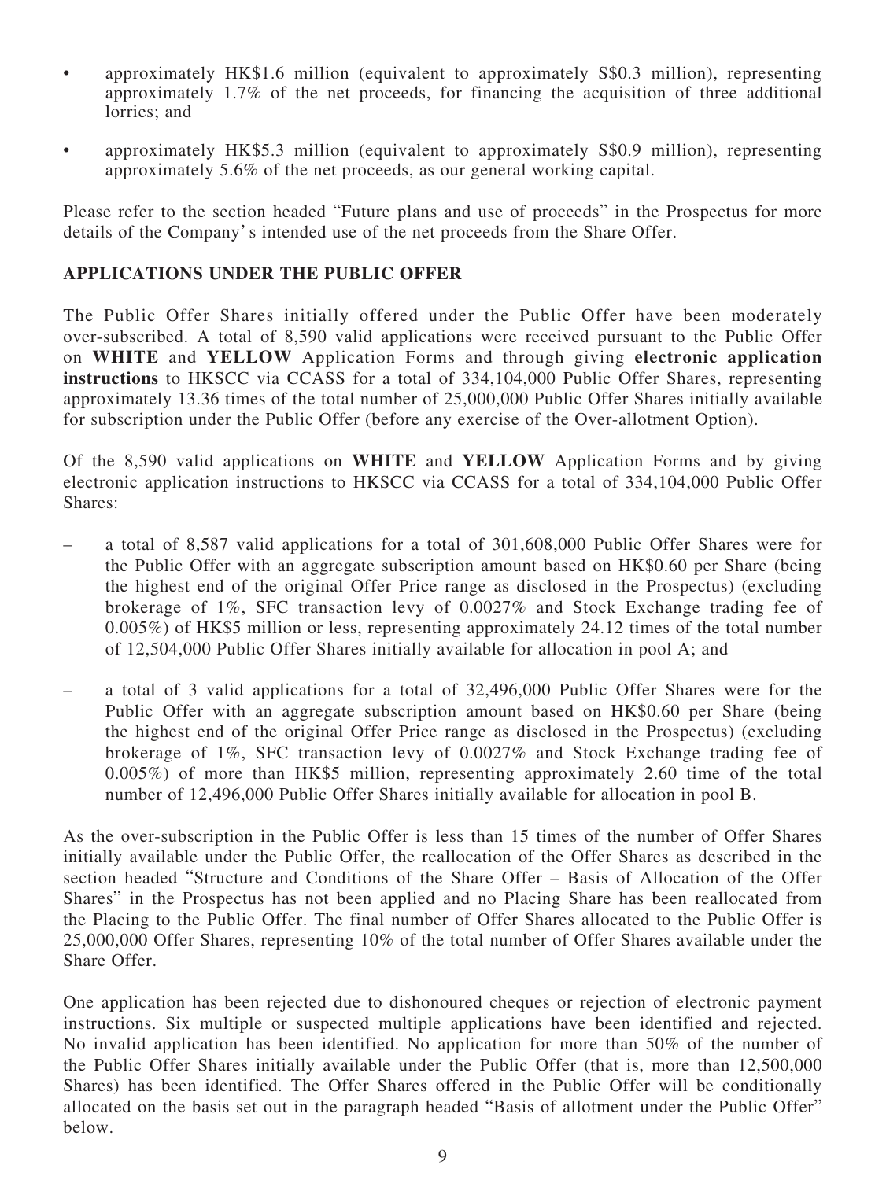- approximately HK$1.6 million (equivalent to approximately S$0.3 million), representing approximately 1.7% of the net proceeds, for financing the acquisition of three additional lorries; and
- approximately HK$5.3 million (equivalent to approximately S$0.9 million), representing approximately 5.6% of the net proceeds, as our general working capital.

Please refer to the section headed "Future plans and use of proceeds" in the Prospectus for more details of the Company's intended use of the net proceeds from the Share Offer.

## APPLICATIONS UNDER THE PUBLIC OFFER

The Public Offer Shares initially offered under the Public Offer have been moderately over-subscribed. A total of 8,590 valid applications were received pursuant to the Public Offer on **WHITE** and **YELLOW** Application Forms and through giving **electronic application instructions** to HKSCC via CCASS for a total of 334,104,000 Public Offer Shares, representing approximately 13.36 times of the total number of 25,000,000 Public Offer Shares initially available for subscription under the Public Offer (before any exercise of the Over-allotment Option).

Of the 8,590 valid applications on **WHITE** and **YELLOW** Application Forms and by giving electronic application instructions to HKSCC via CCASS for a total of 334,104,000 Public Offer Shares:

– a total of 8,587 valid applications for a total of 301,608,000 Public Offer Shares were for the Public Offer with an aggregate subscription amount based on HK$0.60 per Share (being the highest end of the original Offer Price range as disclosed in the Prospectus) (excluding brokerage of 1%, SFC transaction levy of 0.0027% and Stock Exchange trading fee of 0.005%) of HK$5 million or less, representing approximately 24.12 times of the total number of 12,504,000 Public Offer Shares initially available for allocation in pool A; and

– a total of 3 valid applications for a total of 32,496,000 Public Offer Shares were for the Public Offer with an aggregate subscription amount based on HK$0.60 per Share (being the highest end of the original Offer Price range as disclosed in the Prospectus) (excluding brokerage of 1%, SFC transaction levy of 0.0027% and Stock Exchange trading fee of 0.005%) of more than HK$5 million, representing approximately 2.60 time of the total number of 12,496,000 Public Offer Shares initially available for allocation in pool B.

As the over-subscription in the Public Offer is less than 15 times of the number of Offer Shares initially available under the Public Offer, the reallocation of the Offer Shares as described in the section headed "Structure and Conditions of the Share Offer – Basis of Allocation of the Offer Shares" in the Prospectus has not been applied and no Placing Share has been reallocated from the Placing to the Public Offer. The final number of Offer Shares allocated to the Public Offer is 25,000,000 Offer Shares, representing 10% of the total number of Offer Shares available under the Share Offer.

One application has been rejected due to dishonoured cheques or rejection of electronic payment instructions. Six multiple or suspected multiple applications have been identified and rejected. No invalid application has been identified. No application for more than 50% of the number of the Public Offer Shares initially available under the Public Offer (that is, more than 12,500,000 Shares) has been identified. The Offer Shares offered in the Public Offer will be conditionally allocated on the basis set out in the paragraph headed "Basis of allotment under the Public Offer" below.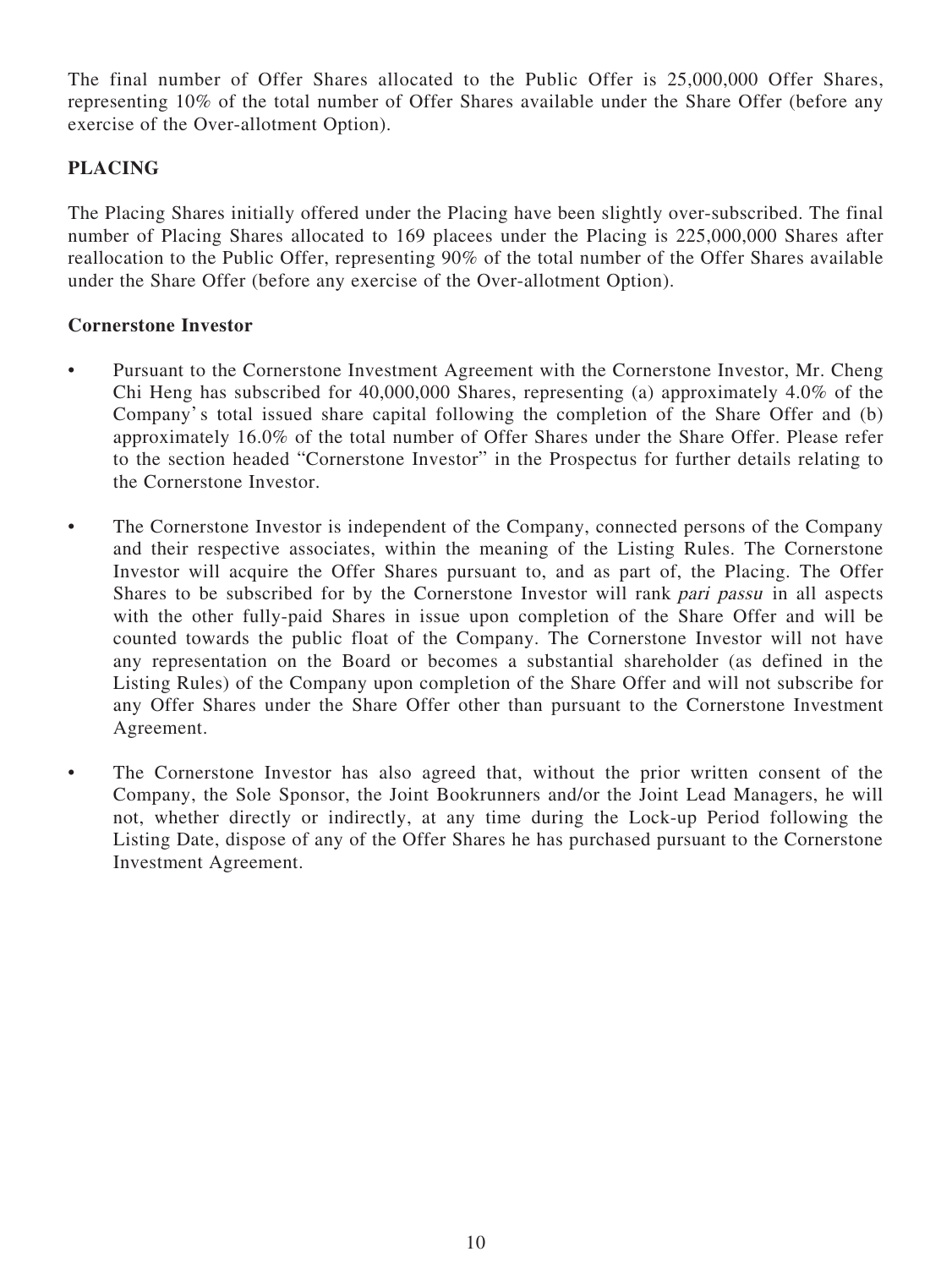The final number of Offer Shares allocated to the Public Offer is 25,000,000 Offer Shares, representing 10% of the total number of Offer Shares available under the Share Offer (before any exercise of the Over-allotment Option).

## PLACING

The Placing Shares initially offered under the Placing have been slightly over-subscribed. The final number of Placing Shares allocated to 169 placees under the Placing is 225,000,000 Shares after reallocation to the Public Offer, representing 90% of the total number of the Offer Shares available under the Share Offer (before any exercise of the Over-allotment Option).

### Cornerstone Investor

- Pursuant to the Cornerstone Investment Agreement with the Cornerstone Investor, Mr. Cheng Chi Heng has subscribed for 40,000,000 Shares, representing (a) approximately 4.0% of the Company's total issued share capital following the completion of the Share Offer and (b) approximately 16.0% of the total number of Offer Shares under the Share Offer. Please refer to the section headed "Cornerstone Investor" in the Prospectus for further details relating to the Cornerstone Investor.

- The Cornerstone Investor is independent of the Company, connected persons of the Company and their respective associates, within the meaning of the Listing Rules. The Cornerstone Investor will acquire the Offer Shares pursuant to, and as part of, the Placing. The Offer Shares to be subscribed for by the Cornerstone Investor will rank *pari passu* in all aspects with the other fully-paid Shares in issue upon completion of the Share Offer and will be counted towards the public float of the Company. The Cornerstone Investor will not have any representation on the Board or becomes a substantial shareholder (as defined in the Listing Rules) of the Company upon completion of the Share Offer and will not subscribe for any Offer Shares under the Share Offer other than pursuant to the Cornerstone Investment Agreement.

- The Cornerstone Investor has also agreed that, without the prior written consent of the Company, the Sole Sponsor, the Joint Bookrunners and/or the Joint Lead Managers, he will not, whether directly or indirectly, at any time during the Lock-up Period following the Listing Date, dispose of any of the Offer Shares he has purchased pursuant to the Cornerstone Investment Agreement.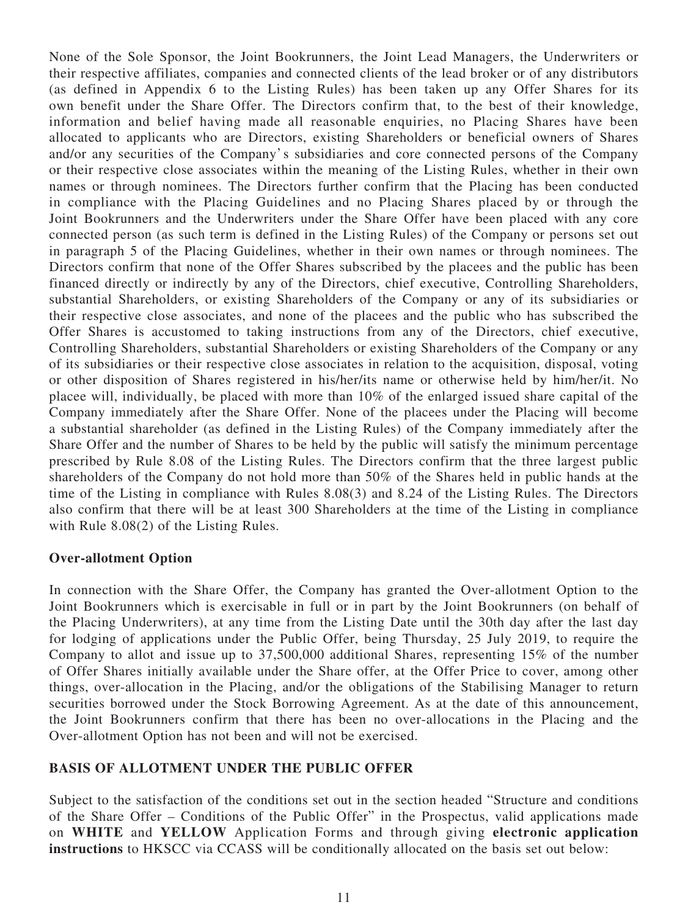None of the Sole Sponsor, the Joint Bookrunners, the Joint Lead Managers, the Underwriters or their respective affiliates, companies and connected clients of the lead broker or of any distributors (as defined in Appendix 6 to the Listing Rules) has been taken up any Offer Shares for its own benefit under the Share Offer. The Directors confirm that, to the best of their knowledge, information and belief having made all reasonable enquiries, no Placing Shares have been allocated to applicants who are Directors, existing Shareholders or beneficial owners of Shares and/or any securities of the Company's subsidiaries and core connected persons of the Company or their respective close associates within the meaning of the Listing Rules, whether in their own names or through nominees. The Directors further confirm that the Placing has been conducted in compliance with the Placing Guidelines and no Placing Shares placed by or through the Joint Bookrunners and the Underwriters under the Share Offer have been placed with any core connected person (as such term is defined in the Listing Rules) of the Company or persons set out in paragraph 5 of the Placing Guidelines, whether in their own names or through nominees. The Directors confirm that none of the Offer Shares subscribed by the placees and the public has been financed directly or indirectly by any of the Directors, chief executive, Controlling Shareholders, substantial Shareholders, or existing Shareholders of the Company or any of its subsidiaries or their respective close associates, and none of the placees and the public who has subscribed the Offer Shares is accustomed to taking instructions from any of the Directors, chief executive, Controlling Shareholders, substantial Shareholders or existing Shareholders of the Company or any of its subsidiaries or their respective close associates in relation to the acquisition, disposal, voting or other disposition of Shares registered in his/her/its name or otherwise held by him/her/it. No placee will, individually, be placed with more than 10% of the enlarged issued share capital of the Company immediately after the Share Offer. None of the placees under the Placing will become a substantial shareholder (as defined in the Listing Rules) of the Company immediately after the Share Offer and the number of Shares to be held by the public will satisfy the minimum percentage prescribed by Rule 8.08 of the Listing Rules. The Directors confirm that the three largest public shareholders of the Company do not hold more than 50% of the Shares held in public hands at the time of the Listing in compliance with Rules 8.08(3) and 8.24 of the Listing Rules. The Directors also confirm that there will be at least 300 Shareholders at the time of the Listing in compliance with Rule 8.08(2) of the Listing Rules.

**Over-allotment Option**

In connection with the Share Offer, the Company has granted the Over-allotment Option to the Joint Bookrunners which is exercisable in full or in part by the Joint Bookrunners (on behalf of the Placing Underwriters), at any time from the Listing Date until the 30th day after the last day for lodging of applications under the Public Offer, being Thursday, 25 July 2019, to require the Company to allot and issue up to 37,500,000 additional Shares, representing 15% of the number of Offer Shares initially available under the Share offer, at the Offer Price to cover, among other things, over-allocation in the Placing, and/or the obligations of the Stabilising Manager to return securities borrowed under the Stock Borrowing Agreement. As at the date of this announcement, the Joint Bookrunners confirm that there has been no over-allocations in the Placing and the Over-allotment Option has not been and will not be exercised.

**BASIS OF ALLOTMENT UNDER THE PUBLIC OFFER**

Subject to the satisfaction of the conditions set out in the section headed "Structure and conditions of the Share Offer – Conditions of the Public Offer" in the Prospectus, valid applications made on **WHITE** and **YELLOW** Application Forms and through giving **electronic application instructions** to HKSCC via CCASS will be conditionally allocated on the basis set out below: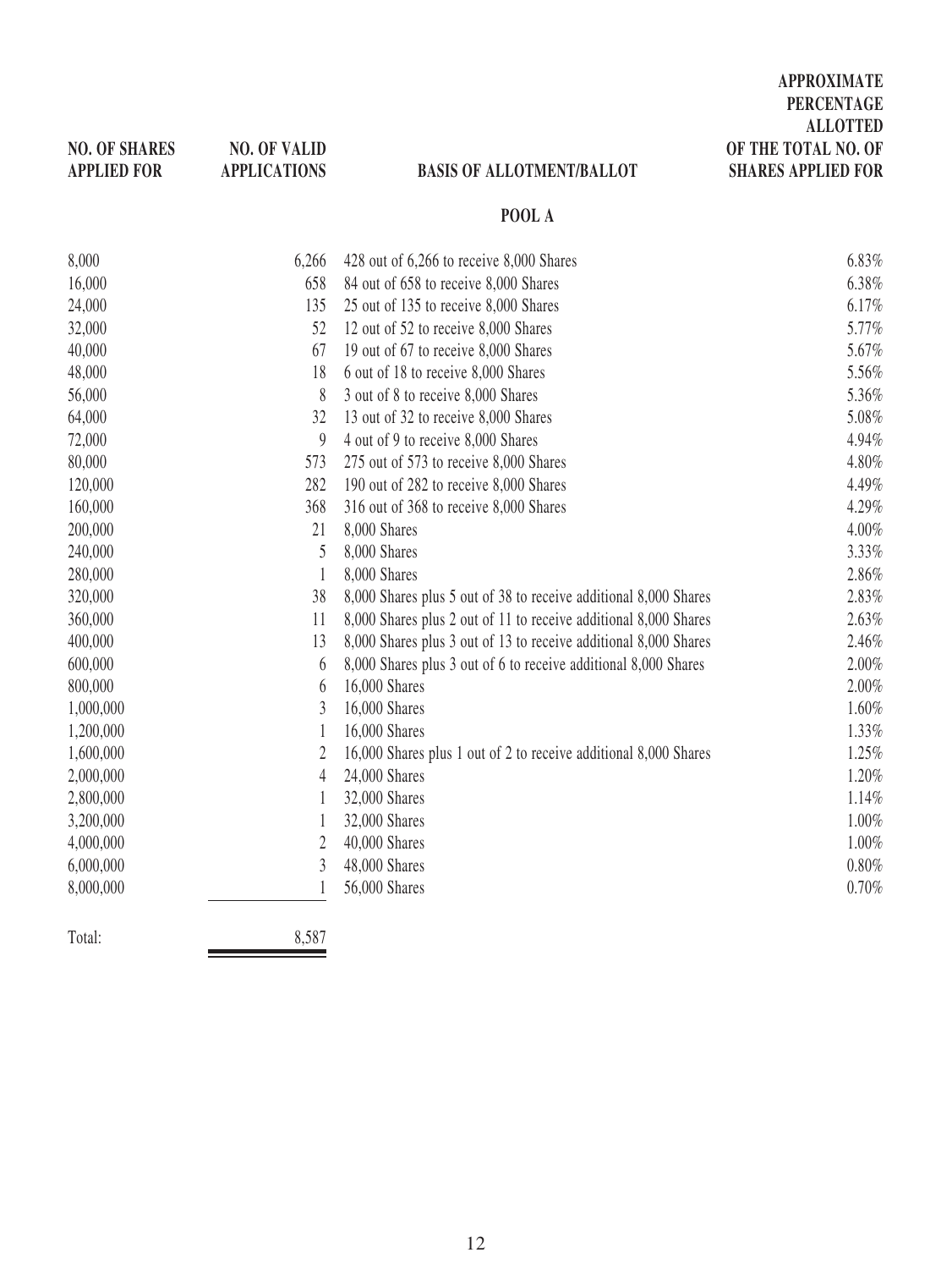| NO. OF SHARES APPLIED FOR | NO. OF VALID APPLICATIONS | BASIS OF ALLOTMENT/BALLOT | APPROXIMATE PERCENTAGE ALLOTTED OF THE TOTAL NO. OF SHARES APPLIED FOR |
|---|---|---|---|
| | | **POOL A** | |
| 8,000 | 6,266 | 428 out of 6,266 to receive 8,000 Shares | 6.83% |
| 16,000 | 658 | 84 out of 658 to receive 8,000 Shares | 6.38% |
| 24,000 | 135 | 25 out of 135 to receive 8,000 Shares | 6.17% |
| 32,000 | 52 | 12 out of 52 to receive 8,000 Shares | 5.77% |
| 40,000 | 67 | 19 out of 67 to receive 8,000 Shares | 5.67% |
| 48,000 | 18 | 6 out of 18 to receive 8,000 Shares | 5.56% |
| 56,000 | 8 | 3 out of 8 to receive 8,000 Shares | 5.36% |
| 64,000 | 32 | 13 out of 32 to receive 8,000 Shares | 5.08% |
| 72,000 | 9 | 4 out of 9 to receive 8,000 Shares | 4.94% |
| 80,000 | 573 | 275 out of 573 to receive 8,000 Shares | 4.80% |
| 120,000 | 282 | 190 out of 282 to receive 8,000 Shares | 4.49% |
| 160,000 | 368 | 316 out of 368 to receive 8,000 Shares | 4.29% |
| 200,000 | 21 | 8,000 Shares | 4.00% |
| 240,000 | 5 | 8,000 Shares | 3.33% |
| 280,000 | 1 | 8,000 Shares | 2.86% |
| 320,000 | 38 | 8,000 Shares plus 5 out of 38 to receive additional 8,000 Shares | 2.83% |
| 360,000 | 11 | 8,000 Shares plus 2 out of 11 to receive additional 8,000 Shares | 2.63% |
| 400,000 | 13 | 8,000 Shares plus 3 out of 13 to receive additional 8,000 Shares | 2.46% |
| 600,000 | 6 | 8,000 Shares plus 3 out of 6 to receive additional 8,000 Shares | 2.00% |
| 800,000 | 6 | 16,000 Shares | 2.00% |
| 1,000,000 | 3 | 16,000 Shares | 1.60% |
| 1,200,000 | 1 | 16,000 Shares | 1.33% |
| 1,600,000 | 2 | 16,000 Shares plus 1 out of 2 to receive additional 8,000 Shares | 1.25% |
| 2,000,000 | 4 | 24,000 Shares | 1.20% |
| 2,800,000 | 1 | 32,000 Shares | 1.14% |
| 3,200,000 | 1 | 32,000 Shares | 1.00% |
| 4,000,000 | 2 | 40,000 Shares | 1.00% |
| 6,000,000 | 3 | 48,000 Shares | 0.80% |
| 8,000,000 | 1 | 56,000 Shares | 0.70% |
| Total: | 8,587 | | |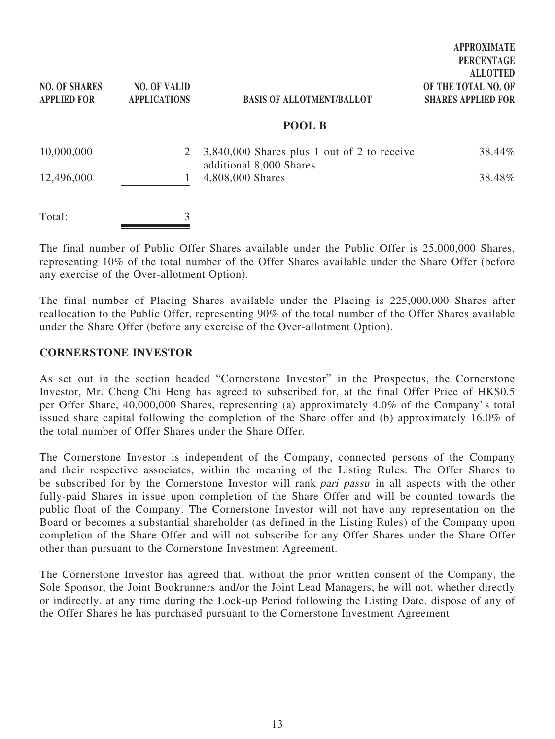| NO. OF SHARES APPLIED FOR | NO. OF VALID APPLICATIONS | BASIS OF ALLOTMENT/BALLOT | APPROXIMATE PERCENTAGE ALLOTTED OF THE TOTAL NO. OF SHARES APPLIED FOR |
|---|---|---|---|
| | | **POOL B** | |
| 10,000,000 | 2 | 3,840,000 Shares plus 1 out of 2 to receive additional 8,000 Shares | 38.44% |
| 12,496,000 | 1 | 4,808,000 Shares | 38.48% |
| Total: | 3 | | |

The final number of Public Offer Shares available under the Public Offer is 25,000,000 Shares, representing 10% of the total number of the Offer Shares available under the Share Offer (before any exercise of the Over-allotment Option).

The final number of Placing Shares available under the Placing is 225,000,000 Shares after reallocation to the Public Offer, representing 90% of the total number of the Offer Shares available under the Share Offer (before any exercise of the Over-allotment Option).

## CORNERSTONE INVESTOR

As set out in the section headed "Cornerstone Investor" in the Prospectus, the Cornerstone Investor, Mr. Cheng Chi Heng has agreed to subscribed for, at the final Offer Price of HK$0.5 per Offer Share, 40,000,000 Shares, representing (a) approximately 4.0% of the Company's total issued share capital following the completion of the Share offer and (b) approximately 16.0% of the total number of Offer Shares under the Share Offer.

The Cornerstone Investor is independent of the Company, connected persons of the Company and their respective associates, within the meaning of the Listing Rules. The Offer Shares to be subscribed for by the Cornerstone Investor will rank *pari passu* in all aspects with the other fully-paid Shares in issue upon completion of the Share Offer and will be counted towards the public float of the Company. The Cornerstone Investor will not have any representation on the Board or becomes a substantial shareholder (as defined in the Listing Rules) of the Company upon completion of the Share Offer and will not subscribe for any Offer Shares under the Share Offer other than pursuant to the Cornerstone Investment Agreement.

The Cornerstone Investor has agreed that, without the prior written consent of the Company, the Sole Sponsor, the Joint Bookrunners and/or the Joint Lead Managers, he will not, whether directly or indirectly, at any time during the Lock-up Period following the Listing Date, dispose of any of the Offer Shares he has purchased pursuant to the Cornerstone Investment Agreement.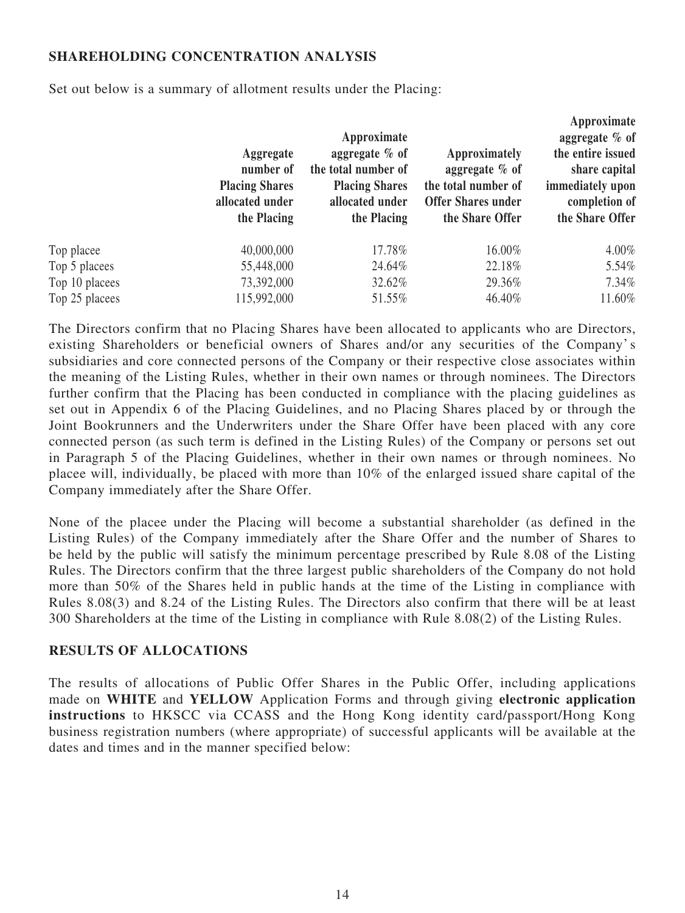## SHAREHOLDING CONCENTRATION ANALYSIS

Set out below is a summary of allotment results under the Placing:

| | Aggregate number of Placing Shares allocated under the Placing | Approximate aggregate % of the total number of Placing Shares allocated under the Placing | Approximately aggregate % of the total number of Offer Shares under the Share Offer | Approximate aggregate % of the entire issued share capital immediately upon completion of the Share Offer |
|---|---|---|---|---|
| Top placee | 40,000,000 | 17.78% | 16.00% | 4.00% |
| Top 5 placees | 55,448,000 | 24.64% | 22.18% | 5.54% |
| Top 10 placees | 73,392,000 | 32.62% | 29.36% | 7.34% |
| Top 25 placees | 115,992,000 | 51.55% | 46.40% | 11.60% |

The Directors confirm that no Placing Shares have been allocated to applicants who are Directors, existing Shareholders or beneficial owners of Shares and/or any securities of the Company's subsidiaries and core connected persons of the Company or their respective close associates within the meaning of the Listing Rules, whether in their own names or through nominees. The Directors further confirm that the Placing has been conducted in compliance with the placing guidelines as set out in Appendix 6 of the Placing Guidelines, and no Placing Shares placed by or through the Joint Bookrunners and the Underwriters under the Share Offer have been placed with any core connected person (as such term is defined in the Listing Rules) of the Company or persons set out in Paragraph 5 of the Placing Guidelines, whether in their own names or through nominees. No placee will, individually, be placed with more than 10% of the enlarged issued share capital of the Company immediately after the Share Offer.

None of the placee under the Placing will become a substantial shareholder (as defined in the Listing Rules) of the Company immediately after the Share Offer and the number of Shares to be held by the public will satisfy the minimum percentage prescribed by Rule 8.08 of the Listing Rules. The Directors confirm that the three largest public shareholders of the Company do not hold more than 50% of the Shares held in public hands at the time of the Listing in compliance with Rules 8.08(3) and 8.24 of the Listing Rules. The Directors also confirm that there will be at least 300 Shareholders at the time of the Listing in compliance with Rule 8.08(2) of the Listing Rules.

## RESULTS OF ALLOCATIONS

The results of allocations of Public Offer Shares in the Public Offer, including applications made on **WHITE** and **YELLOW** Application Forms and through giving **electronic application instructions** to HKSCC via CCASS and the Hong Kong identity card/passport/Hong Kong business registration numbers (where appropriate) of successful applicants will be available at the dates and times and in the manner specified below: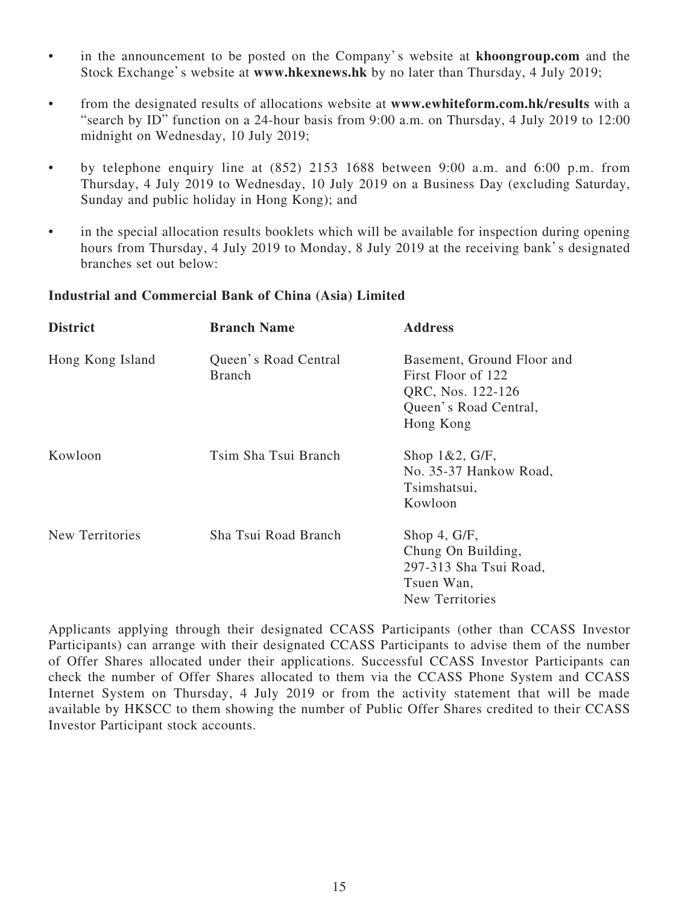- in the announcement to be posted on the Company's website at **khoongroup.com** and the Stock Exchange's website at **www.hkexnews.hk** by no later than Thursday, 4 July 2019;
- from the designated results of allocations website at **www.ewhiteform.com.hk/results** with a "search by ID" function on a 24-hour basis from 9:00 a.m. on Thursday, 4 July 2019 to 12:00 midnight on Wednesday, 10 July 2019;
- by telephone enquiry line at (852) 2153 1688 between 9:00 a.m. and 6:00 p.m. from Thursday, 4 July 2019 to Wednesday, 10 July 2019 on a Business Day (excluding Saturday, Sunday and public holiday in Hong Kong); and
- in the special allocation results booklets which will be available for inspection during opening hours from Thursday, 4 July 2019 to Monday, 8 July 2019 at the receiving bank's designated branches set out below:

**Industrial and Commercial Bank of China (Asia) Limited**

| **District** | **Branch Name** | **Address** |
|---|---|---|
| Hong Kong Island | Queen's Road Central Branch | Basement, Ground Floor and First Floor of 122 QRC, Nos. 122-126 Queen's Road Central, Hong Kong |
| Kowloon | Tsim Sha Tsui Branch | Shop 1&2, G/F, No. 35-37 Hankow Road, Tsimshatsui, Kowloon |
| New Territories | Sha Tsui Road Branch | Shop 4, G/F, Chung On Building, 297-313 Sha Tsui Road, Tsuen Wan, New Territories |

Applicants applying through their designated CCASS Participants (other than CCASS Investor Participants) can arrange with their designated CCASS Participants to advise them of the number of Offer Shares allocated under their applications. Successful CCASS Investor Participants can check the number of Offer Shares allocated to them via the CCASS Phone System and CCASS Internet System on Thursday, 4 July 2019 or from the activity statement that will be made available by HKSCC to them showing the number of Public Offer Shares credited to their CCASS Investor Participant stock accounts.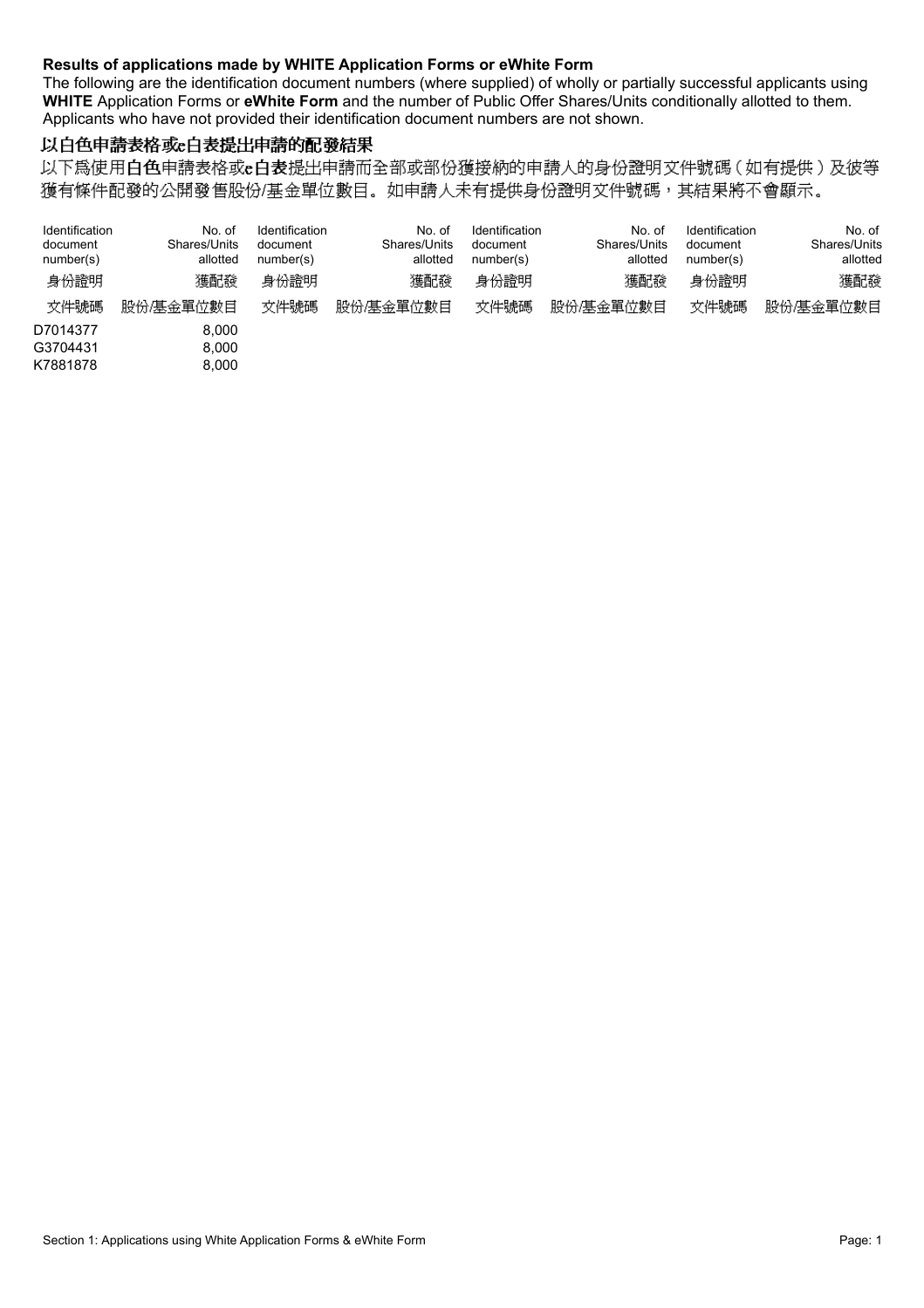**Results of applications made by WHITE Application Forms or eWhite Form**

The following are the identification document numbers (where supplied) of wholly or partially successful applicants using **WHITE** Application Forms or **eWhite Form** and the number of Public Offer Shares/Units conditionally allotted to them. Applicants who have not provided their identification document numbers are not shown.

**以白色申請表格或e白表提出申請的配發結果**

以下為使用**白色**申請表格或**e白表**提出申請而全部或部份獲接納的申請人的身份證明文件號碼（如有提供）及彼等獲有條件配發的公開發售股份/基金單位數目。如申請人未有提供身份證明文件號碼，其結果將不會顯示。

| Identification document number(s) 身份證明文件號碼 | No. of Shares/Units allotted 獲配發股份/基金單位數目 | Identification document number(s) 身份證明文件號碼 | No. of Shares/Units allotted 獲配發股份/基金單位數目 | Identification document number(s) 身份證明文件號碼 | No. of Shares/Units allotted 獲配發股份/基金單位數目 | Identification document number(s) 身份證明文件號碼 | No. of Shares/Units allotted 獲配發股份/基金單位數目 |
|---|---|---|---|---|---|---|---|
| D7014377 | 8,000 | | | | | | |
| G3704431 | 8,000 | | | | | | |
| K7881878 | 8,000 | | | | | | |

Section 1: Applications using White Application Forms & eWhite Form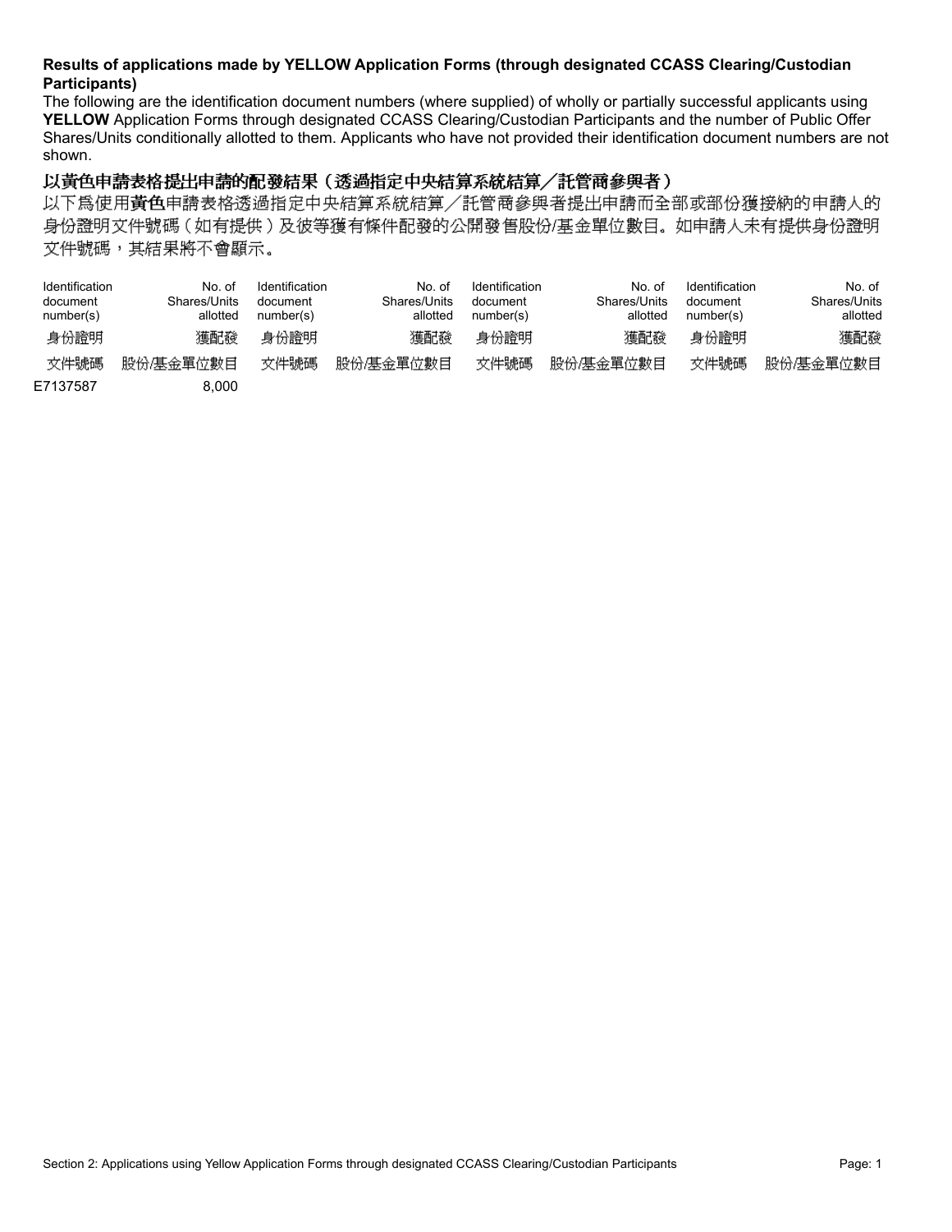**Results of applications made by YELLOW Application Forms (through designated CCASS Clearing/Custodian Participants)**

The following are the identification document numbers (where supplied) of wholly or partially successful applicants using **YELLOW** Application Forms through designated CCASS Clearing/Custodian Participants and the number of Public Offer Shares/Units conditionally allotted to them. Applicants who have not provided their identification document numbers are not shown.

**以黃色申請表格提出申請的配發結果（透過指定中央結算系統結算／託管商參與者）**

以下為使用**黃色**申請表格透過指定中央結算系統結算／託管商參與者提出申請而全部或部份獲接納的申請人的身份證明文件號碼（如有提供）及彼等獲有條件配發的公開發售股份/基金單位數目。如申請人未有提供身份證明文件號碼，其結果將不會顯示。

| Identification document number(s) 身份證明文件號碼 | No. of Shares/Units allotted 獲配發股份/基金單位數目 | Identification document number(s) 身份證明文件號碼 | No. of Shares/Units allotted 獲配發股份/基金單位數目 | Identification document number(s) 身份證明文件號碼 | No. of Shares/Units allotted 獲配發股份/基金單位數目 | Identification document number(s) 身份證明文件號碼 | No. of Shares/Units allotted 獲配發股份/基金單位數目 |
|---|---|---|---|---|---|---|---|
| E7137587 | 8,000 | | | | | | |

Section 2: Applications using Yellow Application Forms through designated CCASS Clearing/Custodian Participants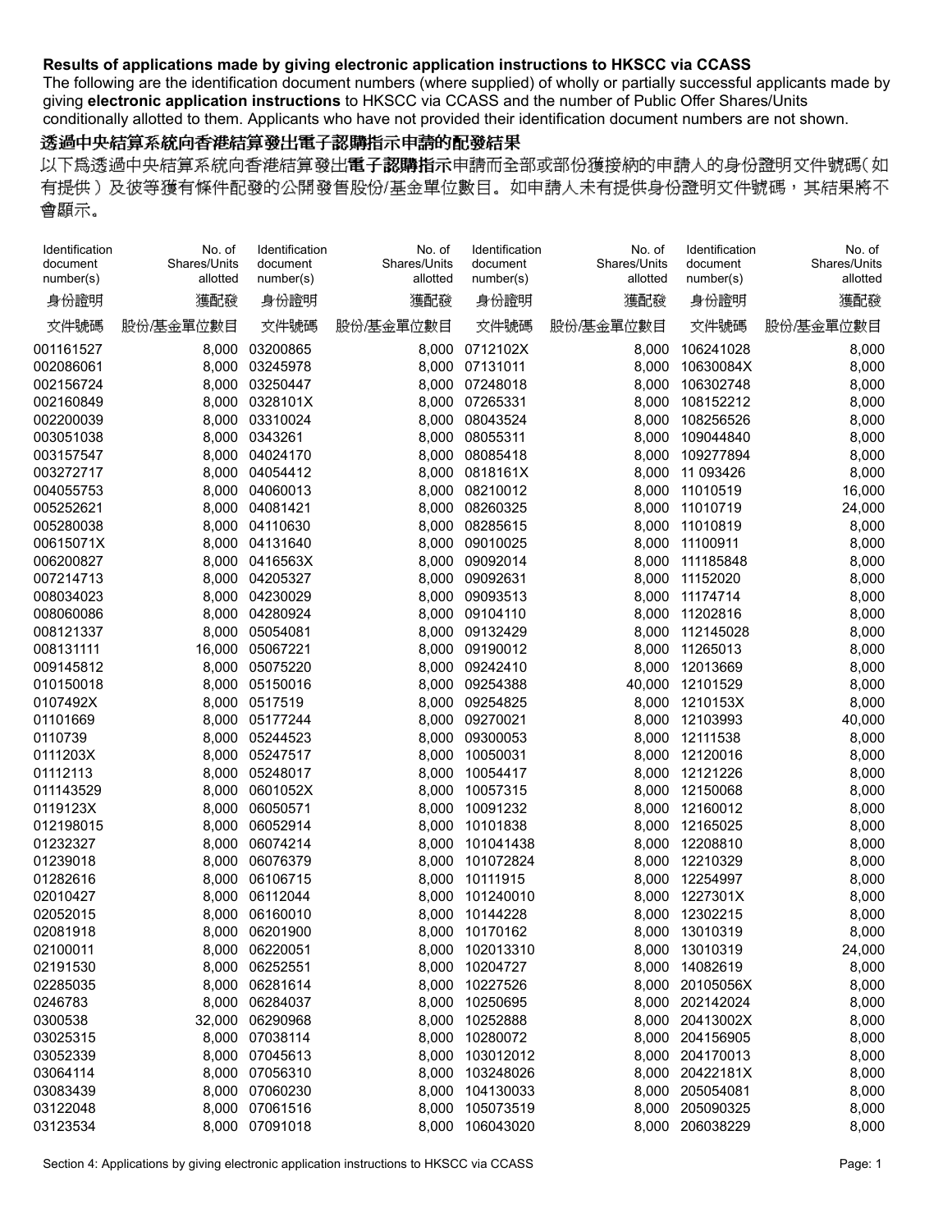**Results of applications made by giving electronic application instructions to HKSCC via CCASS**

The following are the identification document numbers (where supplied) of wholly or partially successful applicants made by giving **electronic application instructions** to HKSCC via CCASS and the number of Public Offer Shares/Units conditionally allotted to them. Applicants who have not provided their identification document numbers are not shown.

**透過中央結算系統向香港結算發出電子認購指示申請的配發結果**

以下為透過中央結算系統向香港結算發出**電子認購指示**申請而全部或部份獲接納的申請人的身份證明文件號碼（如有提供）及彼等獲有條件配發的公開發售股份/基金單位數目。如申請人未有提供身份證明文件號碼，其結果將不會顯示。

| Identification document number(s) 身份證明文件號碼 | No. of Shares/Units allotted 獲配發股份/基金單位數目 | Identification document number(s) 身份證明文件號碼 | No. of Shares/Units allotted 獲配發股份/基金單位數目 | Identification document number(s) 身份證明文件號碼 | No. of Shares/Units allotted 獲配發股份/基金單位數目 | Identification document number(s) 身份證明文件號碼 | No. of Shares/Units allotted 獲配發股份/基金單位數目 |
|---|---|---|---|---|---|---|---|
| 001161527 | 8,000 | 03200865 | 8,000 | 0712102X | 8,000 | 106241028 | 8,000 |
| 002086061 | 8,000 | 03245978 | 8,000 | 07131011 | 8,000 | 10630084X | 8,000 |
| 002156724 | 8,000 | 03250447 | 8,000 | 07248018 | 8,000 | 106302748 | 8,000 |
| 002160849 | 8,000 | 0328101X | 8,000 | 07265331 | 8,000 | 108152212 | 8,000 |
| 002200039 | 8,000 | 03310024 | 8,000 | 08043524 | 8,000 | 108256526 | 8,000 |
| 003051038 | 8,000 | 0343261 | 8,000 | 08055311 | 8,000 | 109044840 | 8,000 |
| 003157547 | 8,000 | 04024170 | 8,000 | 08085418 | 8,000 | 109277894 | 8,000 |
| 003272717 | 8,000 | 04054412 | 8,000 | 0818161X | 8,000 | 11 093426 | 8,000 |
| 004055753 | 8,000 | 04060013 | 8,000 | 08210012 | 8,000 | 11010519 | 16,000 |
| 005252621 | 8,000 | 04081421 | 8,000 | 08260325 | 8,000 | 11010719 | 24,000 |
| 005280038 | 8,000 | 04110630 | 8,000 | 08285615 | 8,000 | 11010819 | 8,000 |
| 00615071X | 8,000 | 04131640 | 8,000 | 09010025 | 8,000 | 11100911 | 8,000 |
| 006200827 | 8,000 | 0416563X | 8,000 | 09092014 | 8,000 | 111185848 | 8,000 |
| 007214713 | 8,000 | 04205327 | 8,000 | 09092631 | 8,000 | 11152020 | 8,000 |
| 008034023 | 8,000 | 04230029 | 8,000 | 09093513 | 8,000 | 11174714 | 8,000 |
| 008060086 | 8,000 | 04280924 | 8,000 | 09104110 | 8,000 | 11202816 | 8,000 |
| 008121337 | 8,000 | 05054081 | 8,000 | 09132429 | 8,000 | 112145028 | 8,000 |
| 008131111 | 16,000 | 05067221 | 8,000 | 09190012 | 8,000 | 11265013 | 8,000 |
| 009145812 | 8,000 | 05075220 | 8,000 | 09242410 | 8,000 | 12013669 | 8,000 |
| 010150018 | 8,000 | 05150016 | 8,000 | 09254388 | 40,000 | 12101529 | 8,000 |
| 0107492X | 8,000 | 0517519 | 8,000 | 09254825 | 8,000 | 1210153X | 8,000 |
| 01101669 | 8,000 | 05177244 | 8,000 | 09270021 | 8,000 | 12103993 | 40,000 |
| 0110739 | 8,000 | 05244523 | 8,000 | 09300053 | 8,000 | 12111538 | 8,000 |
| 0111203X | 8,000 | 05247517 | 8,000 | 10050031 | 8,000 | 12120016 | 8,000 |
| 01112113 | 8,000 | 05248017 | 8,000 | 10054417 | 8,000 | 12121226 | 8,000 |
| 011143529 | 8,000 | 0601052X | 8,000 | 10057315 | 8,000 | 12150068 | 8,000 |
| 0119123X | 8,000 | 06050571 | 8,000 | 10091232 | 8,000 | 12160012 | 8,000 |
| 012198015 | 8,000 | 06052914 | 8,000 | 10101838 | 8,000 | 12165025 | 8,000 |
| 01232327 | 8,000 | 06074214 | 8,000 | 101041438 | 8,000 | 12208810 | 8,000 |
| 01239018 | 8,000 | 06076379 | 8,000 | 101072824 | 8,000 | 12210329 | 8,000 |
| 01282616 | 8,000 | 06106715 | 8,000 | 10111915 | 8,000 | 12254997 | 8,000 |
| 02010427 | 8,000 | 06112044 | 8,000 | 101240010 | 8,000 | 1227301X | 8,000 |
| 02052015 | 8,000 | 06160010 | 8,000 | 10144228 | 8,000 | 12302215 | 8,000 |
| 02081918 | 8,000 | 06201900 | 8,000 | 10170162 | 8,000 | 13010319 | 8,000 |
| 02100011 | 8,000 | 06220051 | 8,000 | 102013310 | 8,000 | 13010319 | 24,000 |
| 02191530 | 8,000 | 06252551 | 8,000 | 10204727 | 8,000 | 14082619 | 8,000 |
| 02285035 | 8,000 | 06281614 | 8,000 | 10227526 | 8,000 | 20105056X | 8,000 |
| 0246783 | 8,000 | 06284037 | 8,000 | 10250695 | 8,000 | 202142024 | 8,000 |
| 0300538 | 32,000 | 06290968 | 8,000 | 10252888 | 8,000 | 20413002X | 8,000 |
| 03025315 | 8,000 | 07038114 | 8,000 | 10280072 | 8,000 | 204156905 | 8,000 |
| 03052339 | 8,000 | 07045613 | 8,000 | 103012012 | 8,000 | 204170013 | 8,000 |
| 03064114 | 8,000 | 07056310 | 8,000 | 103248026 | 8,000 | 20422181X | 8,000 |
| 03083439 | 8,000 | 07060230 | 8,000 | 104130033 | 8,000 | 205054081 | 8,000 |
| 03122048 | 8,000 | 07061516 | 8,000 | 105073519 | 8,000 | 205090325 | 8,000 |
| 03123534 | 8,000 | 07091018 | 8,000 | 106043020 | 8,000 | 206038229 | 8,000 |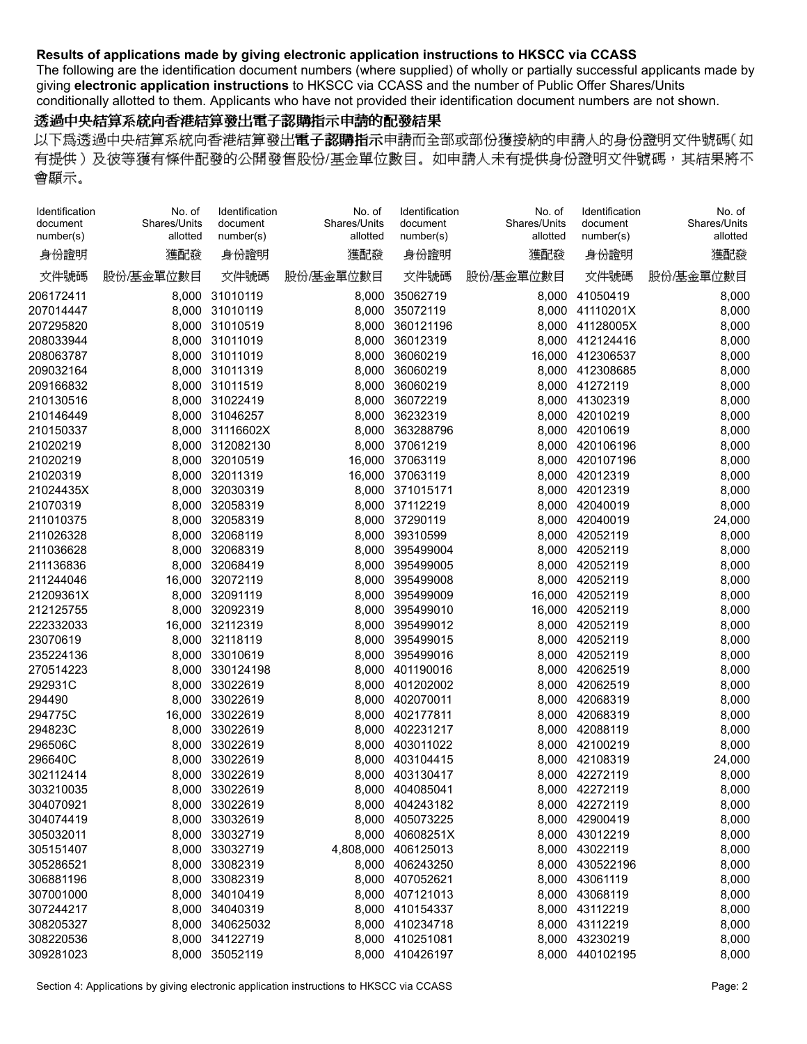**Results of applications made by giving electronic application instructions to HKSCC via CCASS**

The following are the identification document numbers (where supplied) of wholly or partially successful applicants made by giving **electronic application instructions** to HKSCC via CCASS and the number of Public Offer Shares/Units conditionally allotted to them. Applicants who have not provided their identification document numbers are not shown.

**透過中央結算系統向香港結算發出電子認購指示申請的配發結果**

以下爲透過中央結算系統向香港結算發出**電子認購指示**申請而全部或部份獲接納的申請人的身份證明文件號碼（如有提供）及彼等獲有條件配發的公開發售股份/基金單位數目。如申請人未有提供身份證明文件號碼，其結果將不會顯示。

| Identification document number(s) 身份證明文件號碼 | No. of Shares/Units allotted 獲配發股份/基金單位數目 | Identification document number(s) 身份證明文件號碼 | No. of Shares/Units allotted 獲配發股份/基金單位數目 | Identification document number(s) 身份證明文件號碼 | No. of Shares/Units allotted 獲配發股份/基金單位數目 | Identification document number(s) 身份證明文件號碼 | No. of Shares/Units allotted 獲配發股份/基金單位數目 |
|---|---|---|---|---|---|---|---|
| 206172411 | 8,000 | 31010119 | 8,000 | 35062719 | 8,000 | 41050419 | 8,000 |
| 207014447 | 8,000 | 31010119 | 8,000 | 35072119 | 8,000 | 41110201X | 8,000 |
| 207295820 | 8,000 | 31010519 | 8,000 | 360121196 | 8,000 | 41128005X | 8,000 |
| 208033944 | 8,000 | 31011019 | 8,000 | 36012319 | 8,000 | 412124416 | 8,000 |
| 208063787 | 8,000 | 31011019 | 8,000 | 36060219 | 16,000 | 412306537 | 8,000 |
| 209032164 | 8,000 | 31011319 | 8,000 | 36060219 | 8,000 | 412308685 | 8,000 |
| 209166832 | 8,000 | 31011519 | 8,000 | 36060219 | 8,000 | 41272119 | 8,000 |
| 210130516 | 8,000 | 31022419 | 8,000 | 36072219 | 8,000 | 41302319 | 8,000 |
| 210146449 | 8,000 | 31046257 | 8,000 | 36232319 | 8,000 | 42010219 | 8,000 |
| 210150337 | 8,000 | 31116602X | 8,000 | 363288796 | 8,000 | 42010619 | 8,000 |
| 21020219 | 8,000 | 312082130 | 8,000 | 37061219 | 8,000 | 420106196 | 8,000 |
| 21020219 | 8,000 | 32010519 | 16,000 | 37063119 | 8,000 | 420107196 | 8,000 |
| 21020319 | 8,000 | 32011319 | 16,000 | 37063119 | 8,000 | 42012319 | 8,000 |
| 21024435X | 8,000 | 32030319 | 8,000 | 371015171 | 8,000 | 42012319 | 8,000 |
| 21070319 | 8,000 | 32058319 | 8,000 | 37112219 | 8,000 | 42040019 | 8,000 |
| 211010375 | 8,000 | 32058319 | 8,000 | 37290119 | 8,000 | 42040019 | 24,000 |
| 211026328 | 8,000 | 32068119 | 8,000 | 39310599 | 8,000 | 42052119 | 8,000 |
| 211036628 | 8,000 | 32068319 | 8,000 | 395499004 | 8,000 | 42052119 | 8,000 |
| 211136836 | 8,000 | 32068419 | 8,000 | 395499005 | 8,000 | 42052119 | 8,000 |
| 211244046 | 16,000 | 32072119 | 8,000 | 395499008 | 8,000 | 42052119 | 8,000 |
| 21209361X | 8,000 | 32091119 | 8,000 | 395499009 | 16,000 | 42052119 | 8,000 |
| 212125755 | 8,000 | 32092319 | 8,000 | 395499010 | 16,000 | 42052119 | 8,000 |
| 222332033 | 16,000 | 32112319 | 8,000 | 395499012 | 8,000 | 42052119 | 8,000 |
| 23070619 | 8,000 | 32118119 | 8,000 | 395499015 | 8,000 | 42052119 | 8,000 |
| 235224136 | 8,000 | 33010619 | 8,000 | 395499016 | 8,000 | 42052119 | 8,000 |
| 270514223 | 8,000 | 330124198 | 8,000 | 401190016 | 8,000 | 42062519 | 8,000 |
| 292931C | 8,000 | 33022619 | 8,000 | 401202002 | 8,000 | 42062519 | 8,000 |
| 294490 | 8,000 | 33022619 | 8,000 | 402070011 | 8,000 | 42068319 | 8,000 |
| 294775C | 16,000 | 33022619 | 8,000 | 402177811 | 8,000 | 42068319 | 8,000 |
| 294823C | 8,000 | 33022619 | 8,000 | 402231217 | 8,000 | 42088119 | 8,000 |
| 296506C | 8,000 | 33022619 | 8,000 | 403011022 | 8,000 | 42100219 | 8,000 |
| 296640C | 8,000 | 33022619 | 8,000 | 403104415 | 8,000 | 42108319 | 24,000 |
| 302112414 | 8,000 | 33022619 | 8,000 | 403130417 | 8,000 | 42272119 | 8,000 |
| 303210035 | 8,000 | 33022619 | 8,000 | 404085041 | 8,000 | 42272119 | 8,000 |
| 304070921 | 8,000 | 33022619 | 8,000 | 404243182 | 8,000 | 42272119 | 8,000 |
| 304074419 | 8,000 | 33032619 | 8,000 | 405073225 | 8,000 | 42900419 | 8,000 |
| 305032011 | 8,000 | 33032719 | 8,000 | 40608251X | 8,000 | 43012219 | 8,000 |
| 305151407 | 8,000 | 33032719 | 4,808,000 | 406125013 | 8,000 | 43022119 | 8,000 |
| 305286521 | 8,000 | 33082319 | 8,000 | 406243250 | 8,000 | 430522196 | 8,000 |
| 306881196 | 8,000 | 33082319 | 8,000 | 407052621 | 8,000 | 43061119 | 8,000 |
| 307001000 | 8,000 | 34010419 | 8,000 | 407121013 | 8,000 | 43068119 | 8,000 |
| 307244217 | 8,000 | 34040319 | 8,000 | 410154337 | 8,000 | 43112219 | 8,000 |
| 308205327 | 8,000 | 340625032 | 8,000 | 410234718 | 8,000 | 43112219 | 8,000 |
| 308220536 | 8,000 | 34122719 | 8,000 | 410251081 | 8,000 | 43230219 | 8,000 |
| 309281023 | 8,000 | 35052119 | 8,000 | 410426197 | 8,000 | 440102195 | 8,000 |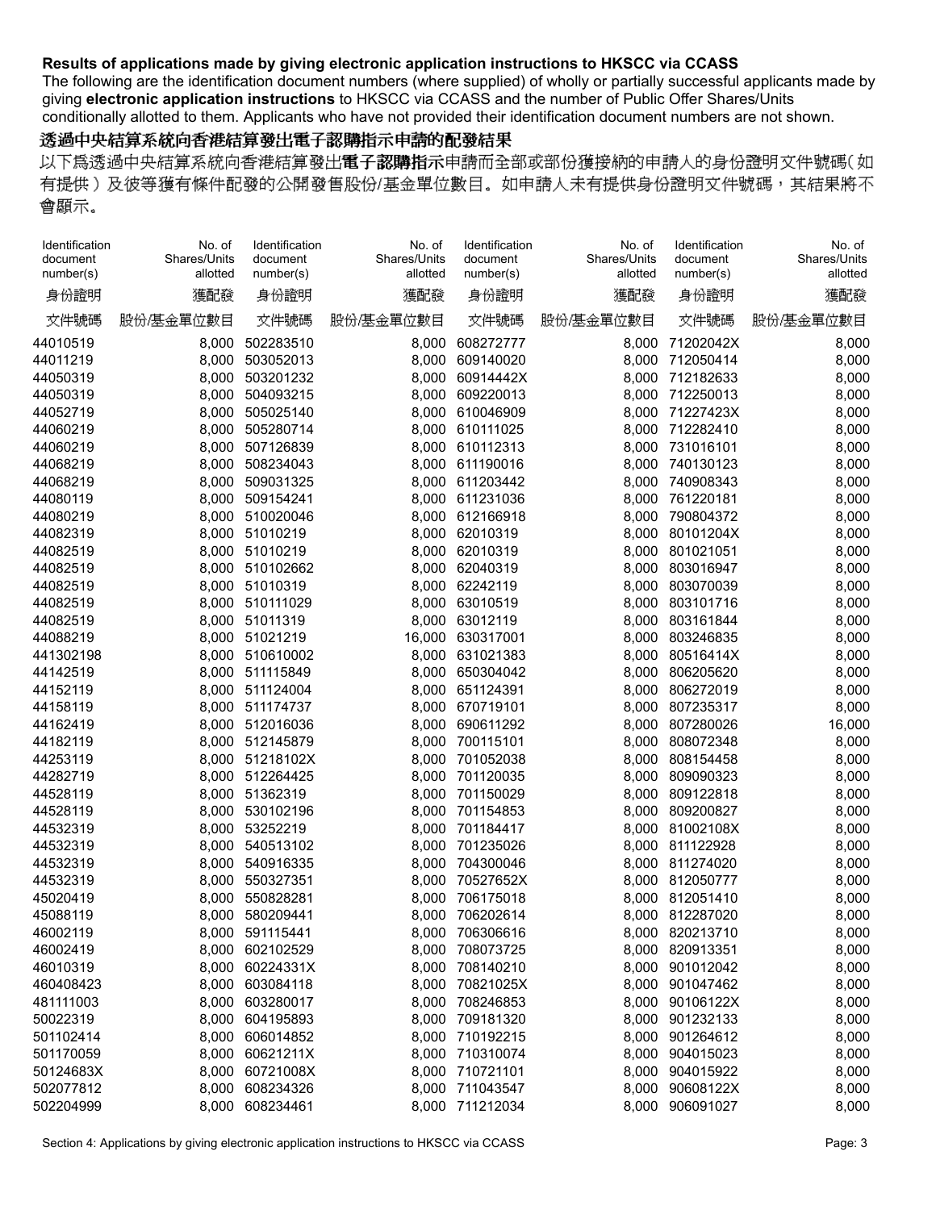**Results of applications made by giving electronic application instructions to HKSCC via CCASS**

The following are the identification document numbers (where supplied) of wholly or partially successful applicants made by giving **electronic application instructions** to HKSCC via CCASS and the number of Public Offer Shares/Units conditionally allotted to them. Applicants who have not provided their identification document numbers are not shown.

**透過中央結算系統向香港結算發出電子認購指示申請的配發結果**

以下爲透過中央結算系統向香港結算發出**電子認購指示**申請而全部或部份獲接納的申請人的身份證明文件號碼（如有提供）及彼等獲有條件配發的公開發售股份/基金單位數目。如申請人未有提供身份證明文件號碼，其結果將不會顯示。

| Identification document number(s) 身份證明文件號碼 | No. of Shares/Units allotted 獲配發股份/基金單位數目 | Identification document number(s) 身份證明文件號碼 | No. of Shares/Units allotted 獲配發股份/基金單位數目 | Identification document number(s) 身份證明文件號碼 | No. of Shares/Units allotted 獲配發股份/基金單位數目 | Identification document number(s) 身份證明文件號碼 | No. of Shares/Units allotted 獲配發股份/基金單位數目 |
|---|---|---|---|---|---|---|---|
| 44010519 | 8,000 | 502283510 | 8,000 | 608272777 | 8,000 | 71202042X | 8,000 |
| 44011219 | 8,000 | 503052013 | 8,000 | 609140020 | 8,000 | 712050414 | 8,000 |
| 44050319 | 8,000 | 503201232 | 8,000 | 60914442X | 8,000 | 712182633 | 8,000 |
| 44050319 | 8,000 | 504093215 | 8,000 | 609220013 | 8,000 | 712250013 | 8,000 |
| 44052719 | 8,000 | 505025140 | 8,000 | 610046909 | 8,000 | 71227423X | 8,000 |
| 44060219 | 8,000 | 505280714 | 8,000 | 610111025 | 8,000 | 712282410 | 8,000 |
| 44060219 | 8,000 | 507126839 | 8,000 | 610112313 | 8,000 | 731016101 | 8,000 |
| 44068219 | 8,000 | 508234043 | 8,000 | 611190016 | 8,000 | 740130123 | 8,000 |
| 44068219 | 8,000 | 509031325 | 8,000 | 611203442 | 8,000 | 740908343 | 8,000 |
| 44080119 | 8,000 | 509154241 | 8,000 | 611231036 | 8,000 | 761220181 | 8,000 |
| 44080219 | 8,000 | 510020046 | 8,000 | 612166918 | 8,000 | 790804372 | 8,000 |
| 44082319 | 8,000 | 51010219 | 8,000 | 62010319 | 8,000 | 80101204X | 8,000 |
| 44082519 | 8,000 | 51010219 | 8,000 | 62010319 | 8,000 | 801021051 | 8,000 |
| 44082519 | 8,000 | 510102662 | 8,000 | 62040319 | 8,000 | 803016947 | 8,000 |
| 44082519 | 8,000 | 51010319 | 8,000 | 62242119 | 8,000 | 803070039 | 8,000 |
| 44082519 | 8,000 | 510111029 | 8,000 | 63010519 | 8,000 | 803101716 | 8,000 |
| 44082519 | 8,000 | 51011319 | 8,000 | 63012119 | 8,000 | 803161844 | 8,000 |
| 44088219 | 8,000 | 51021219 | 16,000 | 630317001 | 8,000 | 803246835 | 8,000 |
| 441302198 | 8,000 | 510610002 | 8,000 | 631021383 | 8,000 | 80516414X | 8,000 |
| 44142519 | 8,000 | 511115849 | 8,000 | 650304042 | 8,000 | 806205620 | 8,000 |
| 44152119 | 8,000 | 511124004 | 8,000 | 651124391 | 8,000 | 806272019 | 8,000 |
| 44158119 | 8,000 | 511174737 | 8,000 | 670719101 | 8,000 | 807235317 | 8,000 |
| 44162419 | 8,000 | 512016036 | 8,000 | 690611292 | 8,000 | 807280026 | 16,000 |
| 44182119 | 8,000 | 512145879 | 8,000 | 700115101 | 8,000 | 808072348 | 8,000 |
| 44253119 | 8,000 | 51218102X | 8,000 | 701052038 | 8,000 | 808154458 | 8,000 |
| 44282719 | 8,000 | 512264425 | 8,000 | 701120035 | 8,000 | 809090323 | 8,000 |
| 44528119 | 8,000 | 51362319 | 8,000 | 701150029 | 8,000 | 809122818 | 8,000 |
| 44528119 | 8,000 | 530102196 | 8,000 | 701154853 | 8,000 | 809200827 | 8,000 |
| 44532319 | 8,000 | 53252219 | 8,000 | 701184417 | 8,000 | 81002108X | 8,000 |
| 44532319 | 8,000 | 540513102 | 8,000 | 701235026 | 8,000 | 811122928 | 8,000 |
| 44532319 | 8,000 | 540916335 | 8,000 | 704300046 | 8,000 | 811274020 | 8,000 |
| 44532319 | 8,000 | 550327351 | 8,000 | 70527652X | 8,000 | 812050777 | 8,000 |
| 45020419 | 8,000 | 550828281 | 8,000 | 706175018 | 8,000 | 812051410 | 8,000 |
| 45088119 | 8,000 | 580209441 | 8,000 | 706202614 | 8,000 | 812287020 | 8,000 |
| 46002119 | 8,000 | 591115441 | 8,000 | 706306616 | 8,000 | 820213710 | 8,000 |
| 46002419 | 8,000 | 602102529 | 8,000 | 708073725 | 8,000 | 820913351 | 8,000 |
| 46010319 | 8,000 | 60224331X | 8,000 | 708140210 | 8,000 | 901012042 | 8,000 |
| 460408423 | 8,000 | 603084118 | 8,000 | 70821025X | 8,000 | 901047462 | 8,000 |
| 481111003 | 8,000 | 603280017 | 8,000 | 708246853 | 8,000 | 90106122X | 8,000 |
| 50022319 | 8,000 | 604195893 | 8,000 | 709181320 | 8,000 | 901232133 | 8,000 |
| 501102414 | 8,000 | 606014852 | 8,000 | 710192215 | 8,000 | 901264612 | 8,000 |
| 501170059 | 8,000 | 60621211X | 8,000 | 710310074 | 8,000 | 904015023 | 8,000 |
| 50124683X | 8,000 | 60721008X | 8,000 | 710721101 | 8,000 | 904015922 | 8,000 |
| 502077812 | 8,000 | 608234326 | 8,000 | 711043547 | 8,000 | 90608122X | 8,000 |
| 502204999 | 8,000 | 608234461 | 8,000 | 711212034 | 8,000 | 906091027 | 8,000 |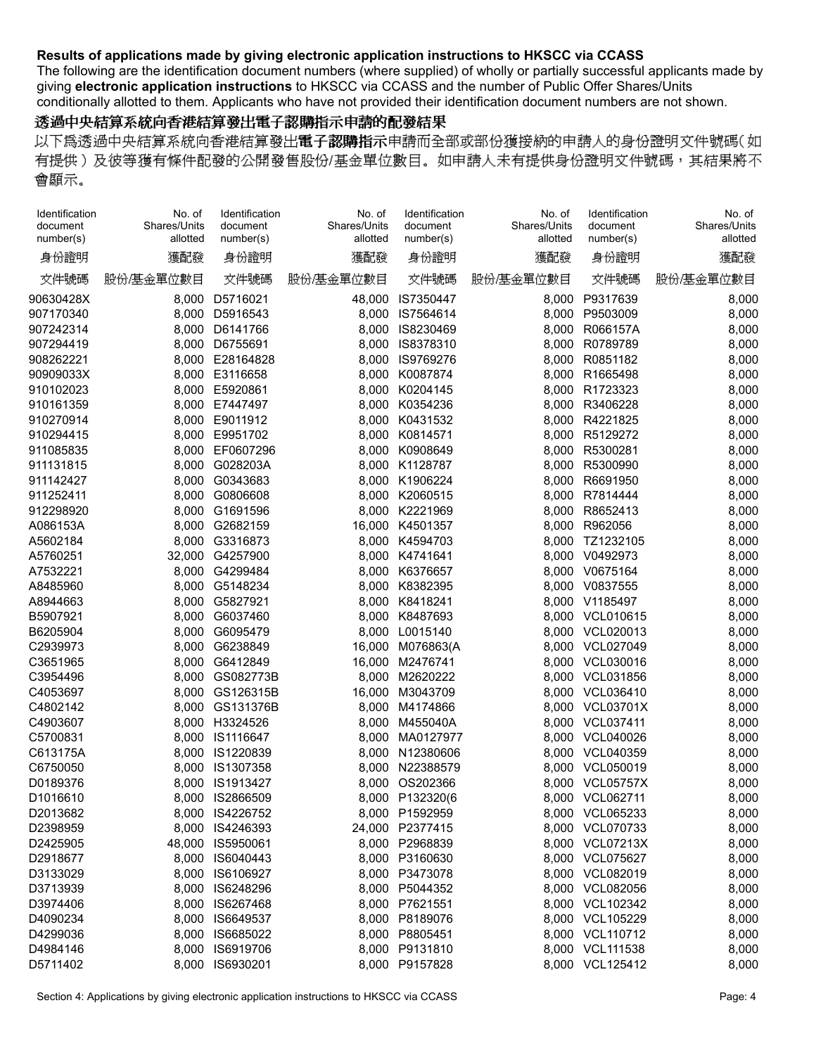**Results of applications made by giving electronic application instructions to HKSCC via CCASS**

The following are the identification document numbers (where supplied) of wholly or partially successful applicants made by giving **electronic application instructions** to HKSCC via CCASS and the number of Public Offer Shares/Units conditionally allotted to them. Applicants who have not provided their identification document numbers are not shown.

**透過中央結算系統向香港結算發出電子認購指示申請的配發結果**

以下爲透過中央結算系統向香港結算發出**電子認購指示**申請而全部或部份獲接納的申請人的身份證明文件號碼(如有提供)及彼等獲有條件配發的公開發售股份/基金單位數目。如申請人未有提供身份證明文件號碼，其結果將不會顯示。

| Identification document number(s) 身份證明文件號碼 | No. of Shares/Units allotted 獲配發股份/基金單位數目 | Identification document number(s) 身份證明文件號碼 | No. of Shares/Units allotted 獲配發股份/基金單位數目 | Identification document number(s) 身份證明文件號碼 | No. of Shares/Units allotted 獲配發股份/基金單位數目 | Identification document number(s) 身份證明文件號碼 | No. of Shares/Units allotted 獲配發股份/基金單位數目 |
|---|---|---|---|---|---|---|---|
| 90630428X | 8,000 | D5716021 | 48,000 | IS7350447 | 8,000 | P9317639 | 8,000 |
| 907170340 | 8,000 | D5916543 | 8,000 | IS7564614 | 8,000 | P9503009 | 8,000 |
| 907242314 | 8,000 | D6141766 | 8,000 | IS8230469 | 8,000 | R066157A | 8,000 |
| 907294419 | 8,000 | D6755691 | 8,000 | IS8378310 | 8,000 | R0789789 | 8,000 |
| 908262221 | 8,000 | E28164828 | 8,000 | IS9769276 | 8,000 | R0851182 | 8,000 |
| 90909033X | 8,000 | E3116658 | 8,000 | K0087874 | 8,000 | R1665498 | 8,000 |
| 910102023 | 8,000 | E5920861 | 8,000 | K0204145 | 8,000 | R1723323 | 8,000 |
| 910161359 | 8,000 | E7447497 | 8,000 | K0354236 | 8,000 | R3406228 | 8,000 |
| 910270914 | 8,000 | E9011912 | 8,000 | K0431532 | 8,000 | R4221825 | 8,000 |
| 910294415 | 8,000 | E9951702 | 8,000 | K0814571 | 8,000 | R5129272 | 8,000 |
| 911085835 | 8,000 | EF0607296 | 8,000 | K0908649 | 8,000 | R5300281 | 8,000 |
| 911131815 | 8,000 | G028203A | 8,000 | K1128787 | 8,000 | R5300990 | 8,000 |
| 911142427 | 8,000 | G0343683 | 8,000 | K1906224 | 8,000 | R6691950 | 8,000 |
| 911252411 | 8,000 | G0806608 | 8,000 | K2060515 | 8,000 | R7814444 | 8,000 |
| 912298920 | 8,000 | G1691596 | 8,000 | K2221969 | 8,000 | R8652413 | 8,000 |
| A086153A | 8,000 | G2682159 | 16,000 | K4501357 | 8,000 | R962056 | 8,000 |
| A5602184 | 8,000 | G3316873 | 8,000 | K4594703 | 8,000 | TZ1232105 | 8,000 |
| A5760251 | 32,000 | G4257900 | 8,000 | K4741641 | 8,000 | V0492973 | 8,000 |
| A7532221 | 8,000 | G4299484 | 8,000 | K6376657 | 8,000 | V0675164 | 8,000 |
| A8485960 | 8,000 | G5148234 | 8,000 | K8382395 | 8,000 | V0837555 | 8,000 |
| A8944663 | 8,000 | G5827921 | 8,000 | K8418241 | 8,000 | V1185497 | 8,000 |
| B5907921 | 8,000 | G6037460 | 8,000 | K8487693 | 8,000 | VCL010615 | 8,000 |
| B6205904 | 8,000 | G6095479 | 8,000 | L0015140 | 8,000 | VCL020013 | 8,000 |
| C2939973 | 8,000 | G6238849 | 16,000 | M076863(A | 8,000 | VCL027049 | 8,000 |
| C3651965 | 8,000 | G6412849 | 16,000 | M2476741 | 8,000 | VCL030016 | 8,000 |
| C3954496 | 8,000 | GS082773B | 8,000 | M2620222 | 8,000 | VCL031856 | 8,000 |
| C4053697 | 8,000 | GS126315B | 16,000 | M3043709 | 8,000 | VCL036410 | 8,000 |
| C4802142 | 8,000 | GS131376B | 8,000 | M4174866 | 8,000 | VCL03701X | 8,000 |
| C4903607 | 8,000 | H3324526 | 8,000 | M455040A | 8,000 | VCL037411 | 8,000 |
| C5700831 | 8,000 | IS1116647 | 8,000 | MA0127977 | 8,000 | VCL040026 | 8,000 |
| C613175A | 8,000 | IS1220839 | 8,000 | N12380606 | 8,000 | VCL040359 | 8,000 |
| C6750050 | 8,000 | IS1307358 | 8,000 | N22388579 | 8,000 | VCL050019 | 8,000 |
| D0189376 | 8,000 | IS1913427 | 8,000 | OS202366 | 8,000 | VCL05757X | 8,000 |
| D1016610 | 8,000 | IS2866509 | 8,000 | P132320(6 | 8,000 | VCL062711 | 8,000 |
| D2013682 | 8,000 | IS4226752 | 8,000 | P1592959 | 8,000 | VCL065233 | 8,000 |
| D2398959 | 8,000 | IS4246393 | 24,000 | P2377415 | 8,000 | VCL070733 | 8,000 |
| D2425905 | 48,000 | IS5950061 | 8,000 | P2968839 | 8,000 | VCL07213X | 8,000 |
| D2918677 | 8,000 | IS6040443 | 8,000 | P3160630 | 8,000 | VCL075627 | 8,000 |
| D3133029 | 8,000 | IS6106927 | 8,000 | P3473078 | 8,000 | VCL082019 | 8,000 |
| D3713939 | 8,000 | IS6248296 | 8,000 | P5044352 | 8,000 | VCL082056 | 8,000 |
| D3974406 | 8,000 | IS6267468 | 8,000 | P7621551 | 8,000 | VCL102342 | 8,000 |
| D4090234 | 8,000 | IS6649537 | 8,000 | P8189076 | 8,000 | VCL105229 | 8,000 |
| D4299036 | 8,000 | IS6685022 | 8,000 | P8805451 | 8,000 | VCL110712 | 8,000 |
| D4984146 | 8,000 | IS6919706 | 8,000 | P9131810 | 8,000 | VCL111538 | 8,000 |
| D5711402 | 8,000 | IS6930201 | 8,000 | P9157828 | 8,000 | VCL125412 | 8,000 |

Section 4: Applications by giving electronic application instructions to HKSCC via CCASS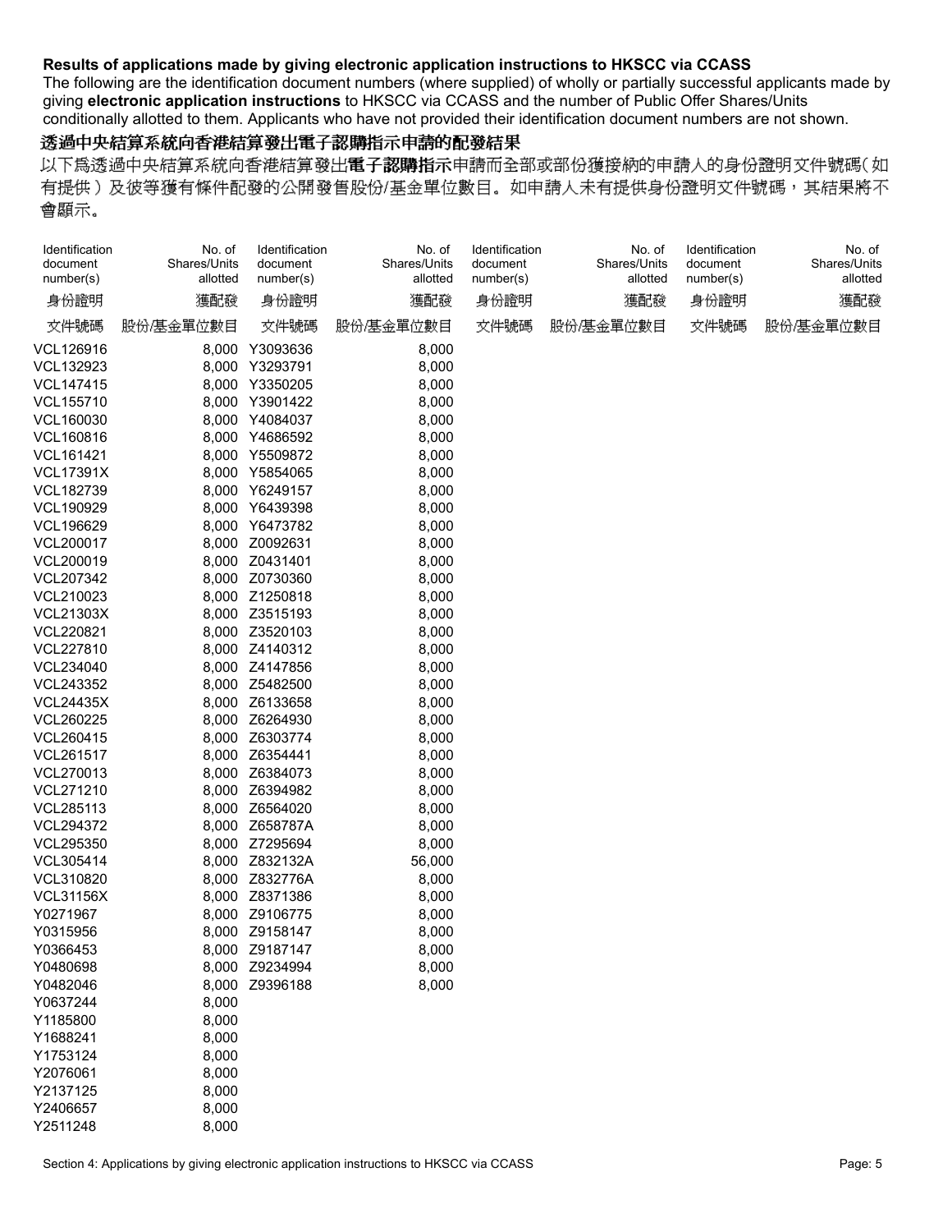**Results of applications made by giving electronic application instructions to HKSCC via CCASS**

The following are the identification document numbers (where supplied) of wholly or partially successful applicants made by giving **electronic application instructions** to HKSCC via CCASS and the number of Public Offer Shares/Units conditionally allotted to them. Applicants who have not provided their identification document numbers are not shown.

**透過中央結算系統向香港結算發出電子認購指示申請的配發結果**

以下為透過中央結算系統向香港結算發出**電子認購指示**申請而全部或部份獲接納的申請人的身份證明文件號碼(如有提供)及彼等獲有條件配發的公開發售股份/基金單位數目。如申請人未有提供身份證明文件號碼，其結果將不會顯示。

| Identification document number(s) 身份證明文件號碼 | No. of Shares/Units allotted 獲配發股份/基金單位數目 | Identification document number(s) 身份證明文件號碼 | No. of Shares/Units allotted 獲配發股份/基金單位數目 | Identification document number(s) 身份證明文件號碼 | No. of Shares/Units allotted 獲配發股份/基金單位數目 | Identification document number(s) 身份證明文件號碼 | No. of Shares/Units allotted 獲配發股份/基金單位數目 |
|---|---|---|---|---|---|---|---|
| VCL126916 | 8,000 | Y3093636 | 8,000 | | | | |
| VCL132923 | 8,000 | Y3293791 | 8,000 | | | | |
| VCL147415 | 8,000 | Y3350205 | 8,000 | | | | |
| VCL155710 | 8,000 | Y3901422 | 8,000 | | | | |
| VCL160030 | 8,000 | Y4084037 | 8,000 | | | | |
| VCL160816 | 8,000 | Y4686592 | 8,000 | | | | |
| VCL161421 | 8,000 | Y5509872 | 8,000 | | | | |
| VCL17391X | 8,000 | Y5854065 | 8,000 | | | | |
| VCL182739 | 8,000 | Y6249157 | 8,000 | | | | |
| VCL190929 | 8,000 | Y6439398 | 8,000 | | | | |
| VCL196629 | 8,000 | Y6473782 | 8,000 | | | | |
| VCL200017 | 8,000 | Z0092631 | 8,000 | | | | |
| VCL200019 | 8,000 | Z0431401 | 8,000 | | | | |
| VCL207342 | 8,000 | Z0730360 | 8,000 | | | | |
| VCL210023 | 8,000 | Z1250818 | 8,000 | | | | |
| VCL21303X | 8,000 | Z3515193 | 8,000 | | | | |
| VCL220821 | 8,000 | Z3520103 | 8,000 | | | | |
| VCL227810 | 8,000 | Z4140312 | 8,000 | | | | |
| VCL234040 | 8,000 | Z4147856 | 8,000 | | | | |
| VCL243352 | 8,000 | Z5482500 | 8,000 | | | | |
| VCL24435X | 8,000 | Z6133658 | 8,000 | | | | |
| VCL260225 | 8,000 | Z6264930 | 8,000 | | | | |
| VCL260415 | 8,000 | Z6303774 | 8,000 | | | | |
| VCL261517 | 8,000 | Z6354441 | 8,000 | | | | |
| VCL270013 | 8,000 | Z6384073 | 8,000 | | | | |
| VCL271210 | 8,000 | Z6394982 | 8,000 | | | | |
| VCL285113 | 8,000 | Z6564020 | 8,000 | | | | |
| VCL294372 | 8,000 | Z658787A | 8,000 | | | | |
| VCL295350 | 8,000 | Z7295694 | 8,000 | | | | |
| VCL305414 | 8,000 | Z832132A | 56,000 | | | | |
| VCL310820 | 8,000 | Z832776A | 8,000 | | | | |
| VCL31156X | 8,000 | Z8371386 | 8,000 | | | | |
| Y0271967 | 8,000 | Z9106775 | 8,000 | | | | |
| Y0315956 | 8,000 | Z9158147 | 8,000 | | | | |
| Y0366453 | 8,000 | Z9187147 | 8,000 | | | | |
| Y0480698 | 8,000 | Z9234994 | 8,000 | | | | |
| Y0482046 | 8,000 | Z9396188 | 8,000 | | | | |
| Y0637244 | 8,000 | | | | | | |
| Y1185800 | 8,000 | | | | | | |
| Y1688241 | 8,000 | | | | | | |
| Y1753124 | 8,000 | | | | | | |
| Y2076061 | 8,000 | | | | | | |
| Y2137125 | 8,000 | | | | | | |
| Y2406657 | 8,000 | | | | | | |
| Y2511248 | 8,000 | | | | | | |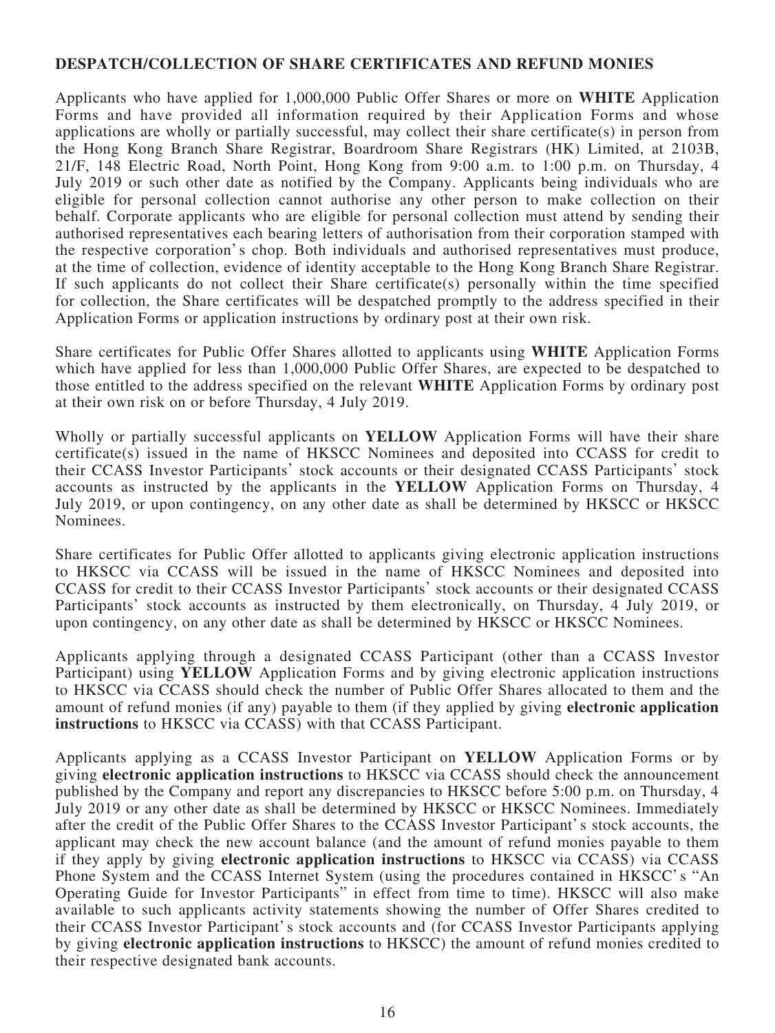**DESPATCH/COLLECTION OF SHARE CERTIFICATES AND REFUND MONIES**

Applicants who have applied for 1,000,000 Public Offer Shares or more on **WHITE** Application Forms and have provided all information required by their Application Forms and whose applications are wholly or partially successful, may collect their share certificate(s) in person from the Hong Kong Branch Share Registrar, Boardroom Share Registrars (HK) Limited, at 2103B, 21/F, 148 Electric Road, North Point, Hong Kong from 9:00 a.m. to 1:00 p.m. on Thursday, 4 July 2019 or such other date as notified by the Company. Applicants being individuals who are eligible for personal collection cannot authorise any other person to make collection on their behalf. Corporate applicants who are eligible for personal collection must attend by sending their authorised representatives each bearing letters of authorisation from their corporation stamped with the respective corporation's chop. Both individuals and authorised representatives must produce, at the time of collection, evidence of identity acceptable to the Hong Kong Branch Share Registrar. If such applicants do not collect their Share certificate(s) personally within the time specified for collection, the Share certificates will be despatched promptly to the address specified in their Application Forms or application instructions by ordinary post at their own risk.

Share certificates for Public Offer Shares allotted to applicants using **WHITE** Application Forms which have applied for less than 1,000,000 Public Offer Shares, are expected to be despatched to those entitled to the address specified on the relevant **WHITE** Application Forms by ordinary post at their own risk on or before Thursday, 4 July 2019.

Wholly or partially successful applicants on **YELLOW** Application Forms will have their share certificate(s) issued in the name of HKSCC Nominees and deposited into CCASS for credit to their CCASS Investor Participants' stock accounts or their designated CCASS Participants' stock accounts as instructed by the applicants in the **YELLOW** Application Forms on Thursday, 4 July 2019, or upon contingency, on any other date as shall be determined by HKSCC or HKSCC Nominees.

Share certificates for Public Offer allotted to applicants giving electronic application instructions to HKSCC via CCASS will be issued in the name of HKSCC Nominees and deposited into CCASS for credit to their CCASS Investor Participants' stock accounts or their designated CCASS Participants' stock accounts as instructed by them electronically, on Thursday, 4 July 2019, or upon contingency, on any other date as shall be determined by HKSCC or HKSCC Nominees.

Applicants applying through a designated CCASS Participant (other than a CCASS Investor Participant) using **YELLOW** Application Forms and by giving electronic application instructions to HKSCC via CCASS should check the number of Public Offer Shares allocated to them and the amount of refund monies (if any) payable to them (if they applied by giving **electronic application instructions** to HKSCC via CCASS) with that CCASS Participant.

Applicants applying as a CCASS Investor Participant on **YELLOW** Application Forms or by giving **electronic application instructions** to HKSCC via CCASS should check the announcement published by the Company and report any discrepancies to HKSCC before 5:00 p.m. on Thursday, 4 July 2019 or any other date as shall be determined by HKSCC or HKSCC Nominees. Immediately after the credit of the Public Offer Shares to the CCASS Investor Participant's stock accounts, the applicant may check the new account balance (and the amount of refund monies payable to them if they apply by giving **electronic application instructions** to HKSCC via CCASS) via CCASS Phone System and the CCASS Internet System (using the procedures contained in HKSCC's "An Operating Guide for Investor Participants" in effect from time to time). HKSCC will also make available to such applicants activity statements showing the number of Offer Shares credited to their CCASS Investor Participant's stock accounts and (for CCASS Investor Participants applying by giving **electronic application instructions** to HKSCC) the amount of refund monies credited to their respective designated bank accounts.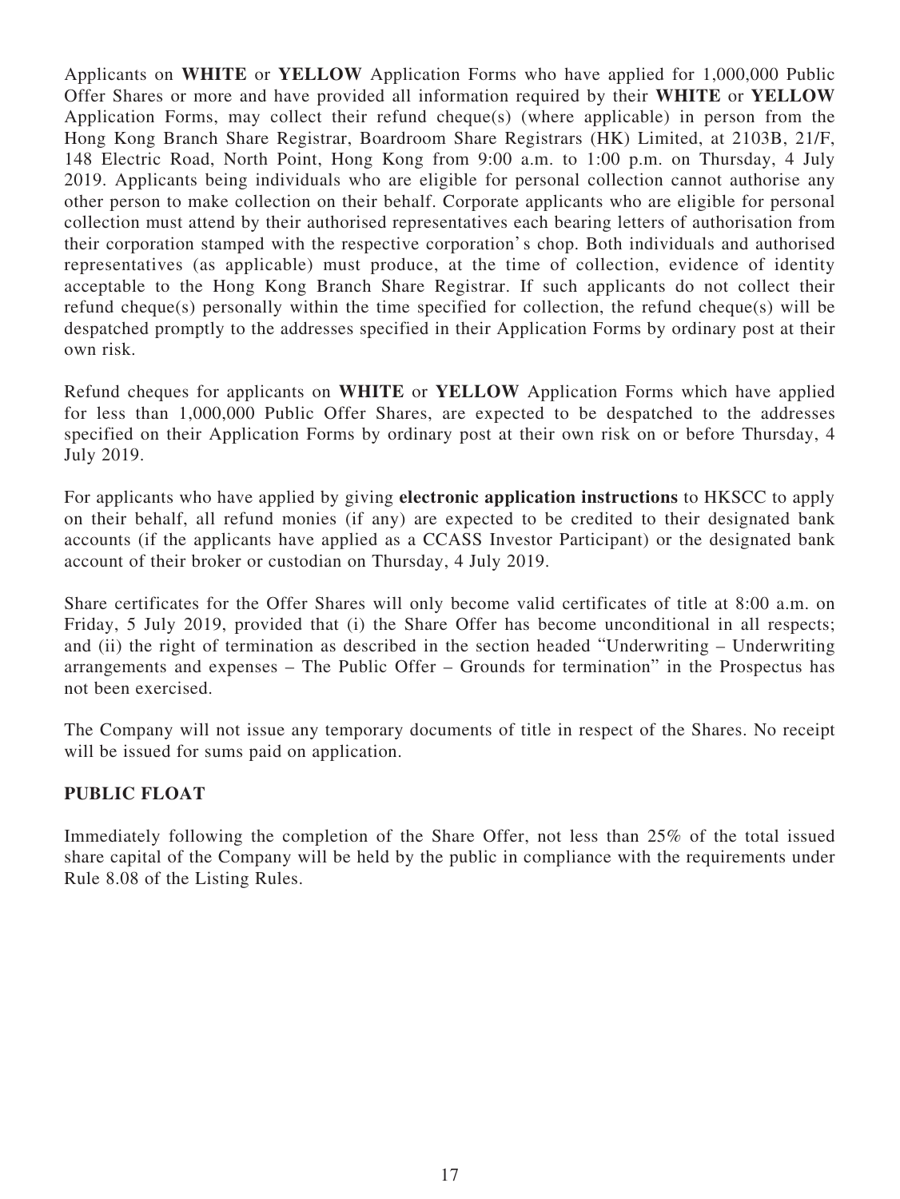Applicants on **WHITE** or **YELLOW** Application Forms who have applied for 1,000,000 Public Offer Shares or more and have provided all information required by their **WHITE** or **YELLOW** Application Forms, may collect their refund cheque(s) (where applicable) in person from the Hong Kong Branch Share Registrar, Boardroom Share Registrars (HK) Limited, at 2103B, 21/F, 148 Electric Road, North Point, Hong Kong from 9:00 a.m. to 1:00 p.m. on Thursday, 4 July 2019. Applicants being individuals who are eligible for personal collection cannot authorise any other person to make collection on their behalf. Corporate applicants who are eligible for personal collection must attend by their authorised representatives each bearing letters of authorisation from their corporation stamped with the respective corporation's chop. Both individuals and authorised representatives (as applicable) must produce, at the time of collection, evidence of identity acceptable to the Hong Kong Branch Share Registrar. If such applicants do not collect their refund cheque(s) personally within the time specified for collection, the refund cheque(s) will be despatched promptly to the addresses specified in their Application Forms by ordinary post at their own risk.

Refund cheques for applicants on **WHITE** or **YELLOW** Application Forms which have applied for less than 1,000,000 Public Offer Shares, are expected to be despatched to the addresses specified on their Application Forms by ordinary post at their own risk on or before Thursday, 4 July 2019.

For applicants who have applied by giving **electronic application instructions** to HKSCC to apply on their behalf, all refund monies (if any) are expected to be credited to their designated bank accounts (if the applicants have applied as a CCASS Investor Participant) or the designated bank account of their broker or custodian on Thursday, 4 July 2019.

Share certificates for the Offer Shares will only become valid certificates of title at 8:00 a.m. on Friday, 5 July 2019, provided that (i) the Share Offer has become unconditional in all respects; and (ii) the right of termination as described in the section headed "Underwriting – Underwriting arrangements and expenses – The Public Offer – Grounds for termination" in the Prospectus has not been exercised.

The Company will not issue any temporary documents of title in respect of the Shares. No receipt will be issued for sums paid on application.

## PUBLIC FLOAT

Immediately following the completion of the Share Offer, not less than 25% of the total issued share capital of the Company will be held by the public in compliance with the requirements under Rule 8.08 of the Listing Rules.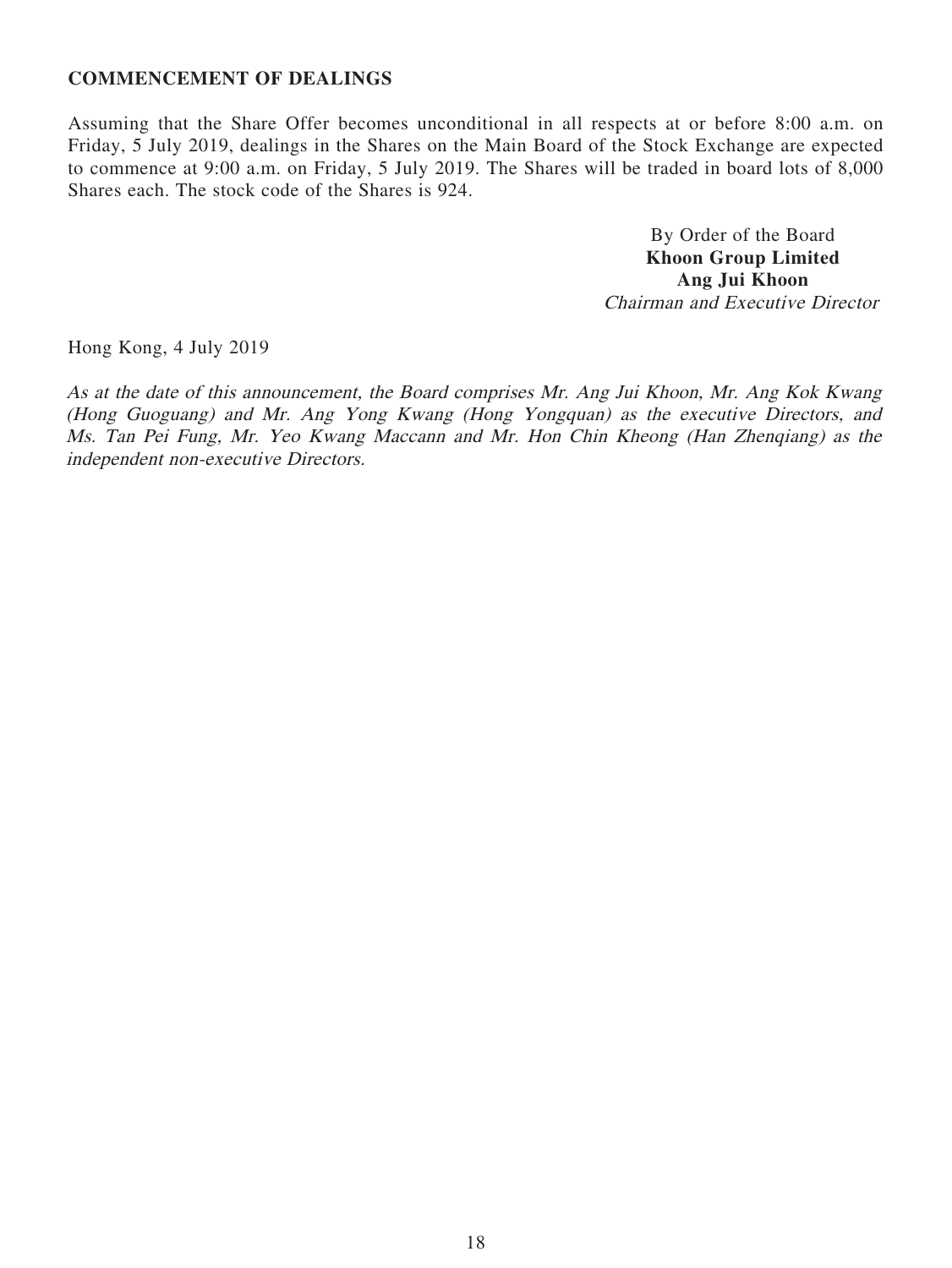## COMMENCEMENT OF DEALINGS

Assuming that the Share Offer becomes unconditional in all respects at or before 8:00 a.m. on Friday, 5 July 2019, dealings in the Shares on the Main Board of the Stock Exchange are expected to commence at 9:00 a.m. on Friday, 5 July 2019. The Shares will be traded in board lots of 8,000 Shares each. The stock code of the Shares is 924.

By Order of the Board
**Khoon Group Limited**
**Ang Jui Khoon**
*Chairman and Executive Director*

Hong Kong, 4 July 2019

*As at the date of this announcement, the Board comprises Mr. Ang Jui Khoon, Mr. Ang Kok Kwang (Hong Guoguang) and Mr. Ang Yong Kwang (Hong Yongquan) as the executive Directors, and Ms. Tan Pei Fung, Mr. Yeo Kwang Maccann and Mr. Hon Chin Kheong (Han Zhenqiang) as the independent non-executive Directors.*